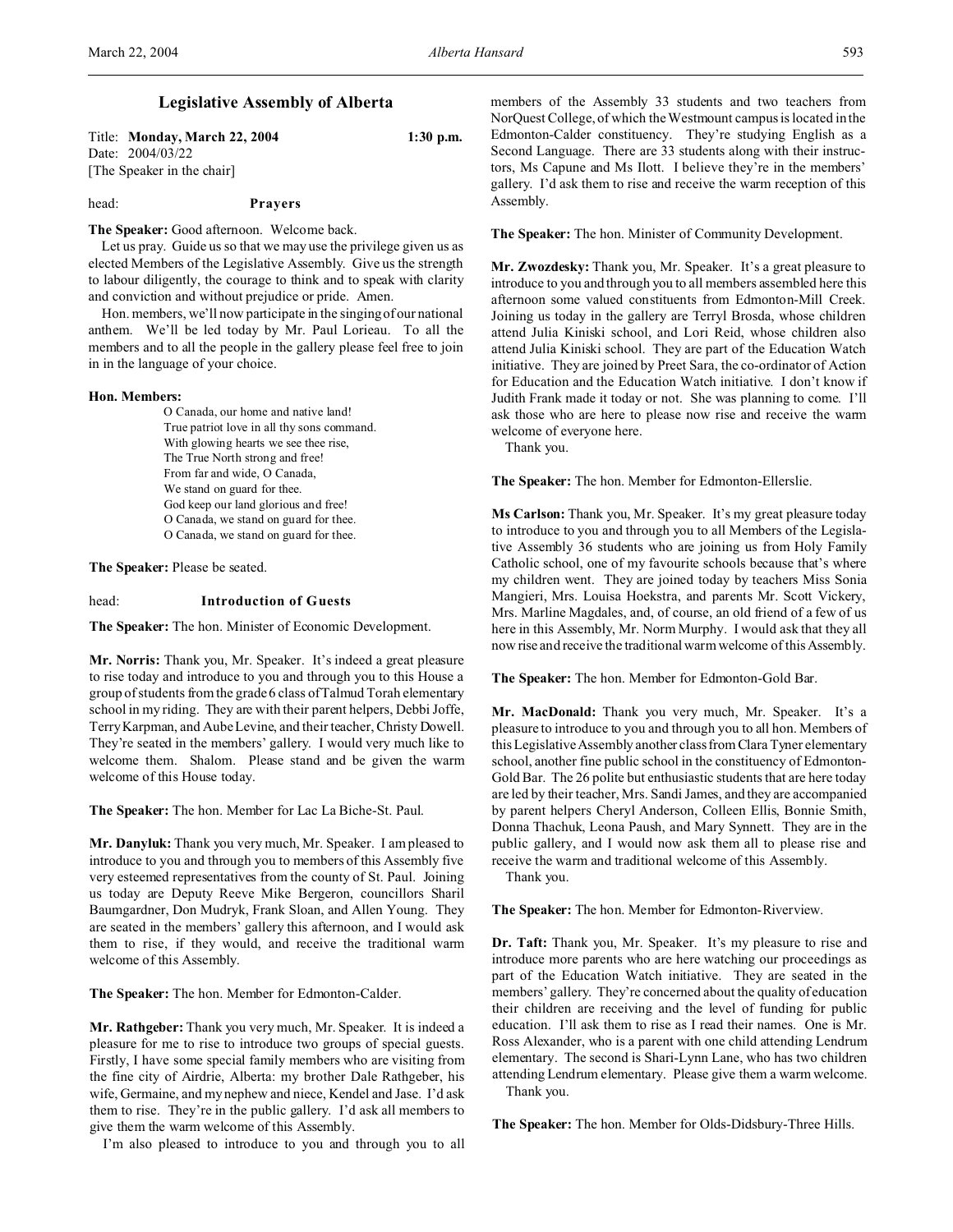# Legislative Assembly of Alberta

Title: **Monday, March 22, 2004** 1:30 p.m.
Date: 2004/03/22
[The Speaker in the chair]

head: **Prayers**

**The Speaker:** Good afternoon. Welcome back.

Let us pray. Guide us so that we may use the privilege given us as elected Members of the Legislative Assembly. Give us the strength to labour diligently, the courage to think and to speak with clarity and conviction and without prejudice or pride. Amen.

Hon. members, we'll now participate in the singing of our national anthem. We'll be led today by Mr. Paul Lorieau. To all the members and to all the people in the gallery please feel free to join in in the language of your choice.

**Hon. Members:**

O Canada, our home and native land!
True patriot love in all thy sons command.
With glowing hearts we see thee rise,
The True North strong and free!
From far and wide, O Canada,
We stand on guard for thee.
God keep our land glorious and free!
O Canada, we stand on guard for thee.
O Canada, we stand on guard for thee.

**The Speaker:** Please be seated.

head: **Introduction of Guests**

**The Speaker:** The hon. Minister of Economic Development.

**Mr. Norris:** Thank you, Mr. Speaker. It's indeed a great pleasure to rise today and introduce to you and through you to this House a group of students from the grade 6 class of Talmud Torah elementary school in my riding. They are with their parent helpers, Debbi Joffe, Terry Karpman, and Aube Levine, and their teacher, Christy Dowell. They're seated in the members' gallery. I would very much like to welcome them. Shalom. Please stand and be given the warm welcome of this House today.

**The Speaker:** The hon. Member for Lac La Biche-St. Paul.

**Mr. Danyluk:** Thank you very much, Mr. Speaker. I am pleased to introduce to you and through you to members of this Assembly five very esteemed representatives from the county of St. Paul. Joining us today are Deputy Reeve Mike Bergeron, councillors Sharil Baumgardner, Don Mudryk, Frank Sloan, and Allen Young. They are seated in the members' gallery this afternoon, and I would ask them to rise, if they would, and receive the traditional warm welcome of this Assembly.

**The Speaker:** The hon. Member for Edmonton-Calder.

**Mr. Rathgeber:** Thank you very much, Mr. Speaker. It is indeed a pleasure for me to rise to introduce two groups of special guests. Firstly, I have some special family members who are visiting from the fine city of Airdrie, Alberta: my brother Dale Rathgeber, his wife, Germaine, and my nephew and niece, Kendel and Jase. I'd ask them to rise. They're in the public gallery. I'd ask all members to give them the warm welcome of this Assembly.

I'm also pleased to introduce to you and through you to all members of the Assembly 33 students and two teachers from NorQuest College, of which the Westmount campus is located in the Edmonton-Calder constituency. They're studying English as a Second Language. There are 33 students along with their instructors, Ms Capune and Ms Ilott. I believe they're in the members' gallery. I'd ask them to rise and receive the warm reception of this Assembly.

**The Speaker:** The hon. Minister of Community Development.

**Mr. Zwozdesky:** Thank you, Mr. Speaker. It's a great pleasure to introduce to you and through you to all members assembled here this afternoon some valued constituents from Edmonton-Mill Creek. Joining us today in the gallery are Terryl Brosda, whose children attend Julia Kiniski school, and Lori Reid, whose children also attend Julia Kiniski school. They are part of the Education Watch initiative. They are joined by Preet Sara, the co-ordinator of Action for Education and the Education Watch initiative. I don't know if Judith Frank made it today or not. She was planning to come. I'll ask those who are here to please now rise and receive the warm welcome of everyone here.

Thank you.

**The Speaker:** The hon. Member for Edmonton-Ellerslie.

**Ms Carlson:** Thank you, Mr. Speaker. It's my great pleasure today to introduce to you and through you to all Members of the Legislative Assembly 36 students who are joining us from Holy Family Catholic school, one of my favourite schools because that's where my children went. They are joined today by teachers Miss Sonia Mangieri, Mrs. Louisa Hoekstra, and parents Mr. Scott Vickery, Mrs. Marline Magdales, and, of course, an old friend of a few of us here in this Assembly, Mr. Norm Murphy. I would ask that they all now rise and receive the traditional warm welcome of this Assembly.

**The Speaker:** The hon. Member for Edmonton-Gold Bar.

**Mr. MacDonald:** Thank you very much, Mr. Speaker. It's a pleasure to introduce to you and through you to all hon. Members of this Legislative Assembly another class from Clara Tyner elementary school, another fine public school in the constituency of Edmonton-Gold Bar. The 26 polite but enthusiastic students that are here today are led by their teacher, Mrs. Sandi James, and they are accompanied by parent helpers Cheryl Anderson, Colleen Ellis, Bonnie Smith, Donna Thachuk, Leona Paush, and Mary Synnett. They are in the public gallery, and I would now ask them all to please rise and receive the warm and traditional welcome of this Assembly.

Thank you.

**The Speaker:** The hon. Member for Edmonton-Riverview.

**Dr. Taft:** Thank you, Mr. Speaker. It's my pleasure to rise and introduce more parents who are here watching our proceedings as part of the Education Watch initiative. They are seated in the members' gallery. They're concerned about the quality of education their children are receiving and the level of funding for public education. I'll ask them to rise as I read their names. One is Mr. Ross Alexander, who is a parent with one child attending Lendrum elementary. The second is Shari-Lynn Lane, who has two children attending Lendrum elementary. Please give them a warm welcome.

Thank you.

**The Speaker:** The hon. Member for Olds-Didsbury-Three Hills.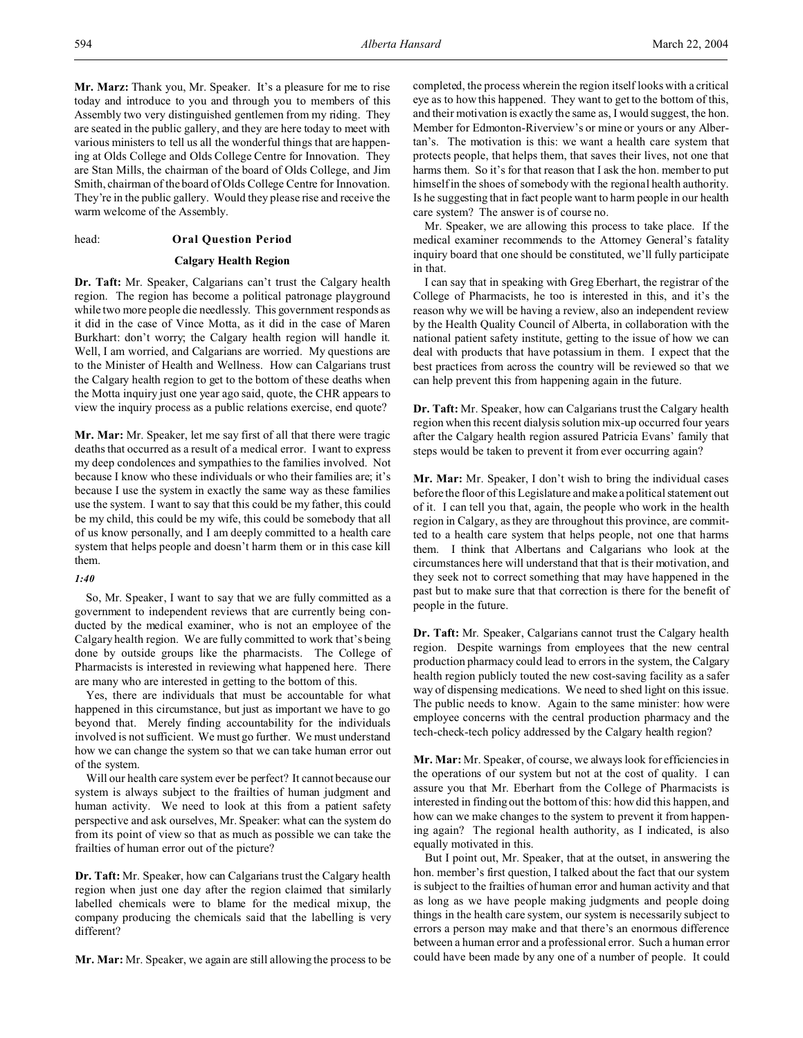**Mr. Marz:** Thank you, Mr. Speaker. It's a pleasure for me to rise today and introduce to you and through you to members of this Assembly two very distinguished gentlemen from my riding. They are seated in the public gallery, and they are here today to meet with various ministers to tell us all the wonderful things that are happening at Olds College and Olds College Centre for Innovation. They are Stan Mills, the chairman of the board of Olds College, and Jim Smith, chairman of the board of Olds College Centre for Innovation. They're in the public gallery. Would they please rise and receive the warm welcome of the Assembly.

head: **Oral Question Period**

### Calgary Health Region

**Dr. Taft:** Mr. Speaker, Calgarians can't trust the Calgary health region. The region has become a political patronage playground while two more people die needlessly. This government responds as it did in the case of Vince Motta, as it did in the case of Maren Burkhart: don't worry; the Calgary health region will handle it. Well, I am worried, and Calgarians are worried. My questions are to the Minister of Health and Wellness. How can Calgarians trust the Calgary health region to get to the bottom of these deaths when the Motta inquiry just one year ago said, quote, the CHR appears to view the inquiry process as a public relations exercise, end quote?

**Mr. Mar:** Mr. Speaker, let me say first of all that there were tragic deaths that occurred as a result of a medical error. I want to express my deep condolences and sympathies to the families involved. Not because I know who these individuals or who their families are; it's because I use the system in exactly the same way as these families use the system. I want to say that this could be my father, this could be my child, this could be my wife, this could be somebody that all of us know personally, and I am deeply committed to a health care system that helps people and doesn't harm them or in this case kill them.

*1:40*

So, Mr. Speaker, I want to say that we are fully committed as a government to independent reviews that are currently being conducted by the medical examiner, who is not an employee of the Calgary health region. We are fully committed to work that's being done by outside groups like the pharmacists. The College of Pharmacists is interested in reviewing what happened here. There are many who are interested in getting to the bottom of this.

Yes, there are individuals that must be accountable for what happened in this circumstance, but just as important we have to go beyond that. Merely finding accountability for the individuals involved is not sufficient. We must go further. We must understand how we can change the system so that we can take human error out of the system.

Will our health care system ever be perfect? It cannot because our system is always subject to the frailties of human judgment and human activity. We need to look at this from a patient safety perspective and ask ourselves, Mr. Speaker: what can the system do from its point of view so that as much as possible we can take the frailties of human error out of the picture?

**Dr. Taft:** Mr. Speaker, how can Calgarians trust the Calgary health region when just one day after the region claimed that similarly labelled chemicals were to blame for the medical mixup, the company producing the chemicals said that the labelling is very different?

**Mr. Mar:** Mr. Speaker, we again are still allowing the process to be completed, the process wherein the region itself looks with a critical eye as to how this happened. They want to get to the bottom of this, and their motivation is exactly the same as, I would suggest, the hon. Member for Edmonton-Riverview's or mine or yours or any Albertan's. The motivation is this: we want a health care system that protects people, that helps them, that saves their lives, not one that harms them. So it's for that reason that I ask the hon. member to put himself in the shoes of somebody with the regional health authority. Is he suggesting that in fact people want to harm people in our health care system? The answer is of course no.

Mr. Speaker, we are allowing this process to take place. If the medical examiner recommends to the Attorney General's fatality inquiry board that one should be constituted, we'll fully participate in that.

I can say that in speaking with Greg Eberhart, the registrar of the College of Pharmacists, he too is interested in this, and it's the reason why we will be having a review, also an independent review by the Health Quality Council of Alberta, in collaboration with the national patient safety institute, getting to the issue of how we can deal with products that have potassium in them. I expect that the best practices from across the country will be reviewed so that we can help prevent this from happening again in the future.

**Dr. Taft:** Mr. Speaker, how can Calgarians trust the Calgary health region when this recent dialysis solution mix-up occurred four years after the Calgary health region assured Patricia Evans' family that steps would be taken to prevent it from ever occurring again?

**Mr. Mar:** Mr. Speaker, I don't wish to bring the individual cases before the floor of this Legislature and make a political statement out of it. I can tell you that, again, the people who work in the health region in Calgary, as they are throughout this province, are committed to a health care system that helps people, not one that harms them. I think that Albertans and Calgarians who look at the circumstances here will understand that that is their motivation, and they seek not to correct something that may have happened in the past but to make sure that that correction is there for the benefit of people in the future.

**Dr. Taft:** Mr. Speaker, Calgarians cannot trust the Calgary health region. Despite warnings from employees that the new central production pharmacy could lead to errors in the system, the Calgary health region publicly touted the new cost-saving facility as a safer way of dispensing medications. We need to shed light on this issue. The public needs to know. Again to the same minister: how were employee concerns with the central production pharmacy and the tech-check-tech policy addressed by the Calgary health region?

**Mr. Mar:** Mr. Speaker, of course, we always look for efficiencies in the operations of our system but not at the cost of quality. I can assure you that Mr. Eberhart from the College of Pharmacists is interested in finding out the bottom of this: how did this happen, and how can we make changes to the system to prevent it from happening again? The regional health authority, as I indicated, is also equally motivated in this.

But I point out, Mr. Speaker, that at the outset, in answering the hon. member's first question, I talked about the fact that our system is subject to the frailties of human error and human activity and that as long as we have people making judgments and people doing things in the health care system, our system is necessarily subject to errors a person may make and that there's an enormous difference between a human error and a professional error. Such a human error could have been made by any one of a number of people. It could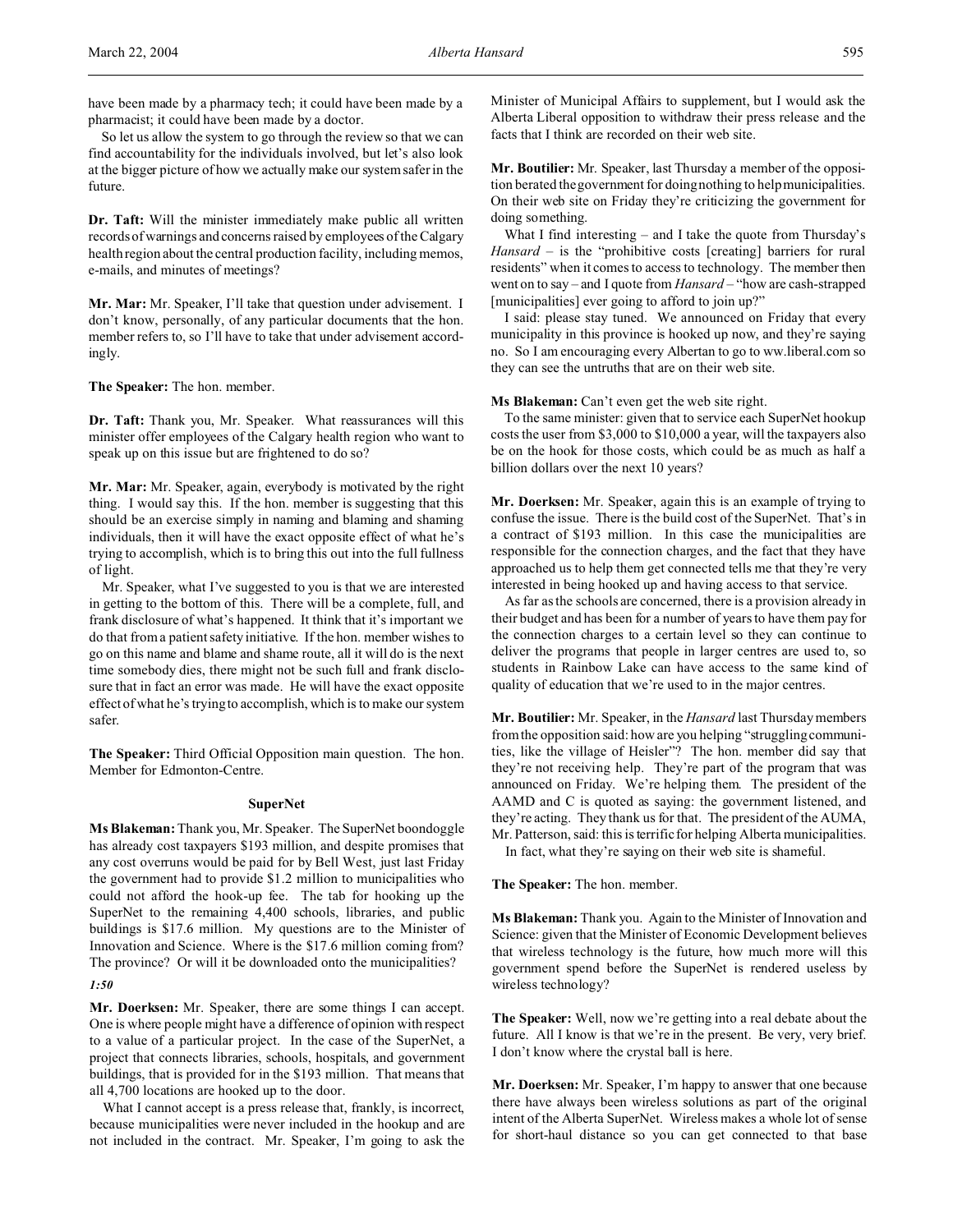have been made by a pharmacy tech; it could have been made by a pharmacist; it could have been made by a doctor.

So let us allow the system to go through the review so that we can find accountability for the individuals involved, but let's also look at the bigger picture of how we actually make our system safer in the future.

**Dr. Taft:** Will the minister immediately make public all written records of warnings and concerns raised by employees of the Calgary health region about the central production facility, including memos, e-mails, and minutes of meetings?

**Mr. Mar:** Mr. Speaker, I'll take that question under advisement. I don't know, personally, of any particular documents that the hon. member refers to, so I'll have to take that under advisement accordingly.

**The Speaker:** The hon. member.

**Dr. Taft:** Thank you, Mr. Speaker. What reassurances will this minister offer employees of the Calgary health region who want to speak up on this issue but are frightened to do so?

**Mr. Mar:** Mr. Speaker, again, everybody is motivated by the right thing. I would say this. If the hon. member is suggesting that this should be an exercise simply in naming and blaming and shaming individuals, then it will have the exact opposite effect of what he's trying to accomplish, which is to bring this out into the full fullness of light.

Mr. Speaker, what I've suggested to you is that we are interested in getting to the bottom of this. There will be a complete, full, and frank disclosure of what's happened. It think that it's important we do that from a patient safety initiative. If the hon. member wishes to go on this name and blame and shame route, all it will do is the next time somebody dies, there might not be such full and frank disclosure that in fact an error was made. He will have the exact opposite effect of what he's trying to accomplish, which is to make our system safer.

**The Speaker:** Third Official Opposition main question. The hon. Member for Edmonton-Centre.

### SuperNet

**Ms Blakeman:** Thank you, Mr. Speaker. The SuperNet boondoggle has already cost taxpayers $193 million, and despite promises that any cost overruns would be paid for by Bell West, just last Friday the government had to provide $1.2 million to municipalities who could not afford the hook-up fee. The tab for hooking up the SuperNet to the remaining 4,400 schools, libraries, and public buildings is $17.6 million. My questions are to the Minister of Innovation and Science. Where is the $17.6 million coming from? The province? Or will it be downloaded onto the municipalities?

*1:50*

**Mr. Doerksen:** Mr. Speaker, there are some things I can accept. One is where people might have a difference of opinion with respect to a value of a particular project. In the case of the SuperNet, a project that connects libraries, schools, hospitals, and government buildings, that is provided for in the $193 million. That means that all 4,700 locations are hooked up to the door.

What I cannot accept is a press release that, frankly, is incorrect, because municipalities were never included in the hookup and are not included in the contract. Mr. Speaker, I'm going to ask the Minister of Municipal Affairs to supplement, but I would ask the Alberta Liberal opposition to withdraw their press release and the facts that I think are recorded on their web site.

**Mr. Boutilier:** Mr. Speaker, last Thursday a member of the opposition berated the government for doing nothing to help municipalities. On their web site on Friday they're criticizing the government for doing something.

What I find interesting – and I take the quote from Thursday's *Hansard* – is the "prohibitive costs [creating] barriers for rural residents" when it comes to access to technology. The member then went on to say – and I quote from *Hansard* – "how are cash-strapped [municipalities] ever going to afford to join up?"

I said: please stay tuned. We announced on Friday that every municipality in this province is hooked up now, and they're saying no. So I am encouraging every Albertan to go to ww.liberal.com so they can see the untruths that are on their web site.

**Ms Blakeman:** Can't even get the web site right.

To the same minister: given that to service each SuperNet hookup costs the user from $3,000 to $10,000 a year, will the taxpayers also be on the hook for those costs, which could be as much as half a billion dollars over the next 10 years?

**Mr. Doerksen:** Mr. Speaker, again this is an example of trying to confuse the issue. There is the build cost of the SuperNet. That's in a contract of $193 million. In this case the municipalities are responsible for the connection charges, and the fact that they have approached us to help them get connected tells me that they're very interested in being hooked up and having access to that service.

As far as the schools are concerned, there is a provision already in their budget and has been for a number of years to have them pay for the connection charges to a certain level so they can continue to deliver the programs that people in larger centres are used to, so students in Rainbow Lake can have access to the same kind of quality of education that we're used to in the major centres.

**Mr. Boutilier:** Mr. Speaker, in the *Hansard* last Thursday members from the opposition said: how are you helping "struggling communities, like the village of Heisler"? The hon. member did say that they're not receiving help. They're part of the program that was announced on Friday. We're helping them. The president of the AAMD and C is quoted as saying: the government listened, and they're acting. They thank us for that. The president of the AUMA, Mr. Patterson, said: this is terrific for helping Alberta municipalities.

In fact, what they're saying on their web site is shameful.

**The Speaker:** The hon. member.

**Ms Blakeman:** Thank you. Again to the Minister of Innovation and Science: given that the Minister of Economic Development believes that wireless technology is the future, how much more will this government spend before the SuperNet is rendered useless by wireless technology?

**The Speaker:** Well, now we're getting into a real debate about the future. All I know is that we're in the present. Be very, very brief. I don't know where the crystal ball is here.

**Mr. Doerksen:** Mr. Speaker, I'm happy to answer that one because there have always been wireless solutions as part of the original intent of the Alberta SuperNet. Wireless makes a whole lot of sense for short-haul distance so you can get connected to that base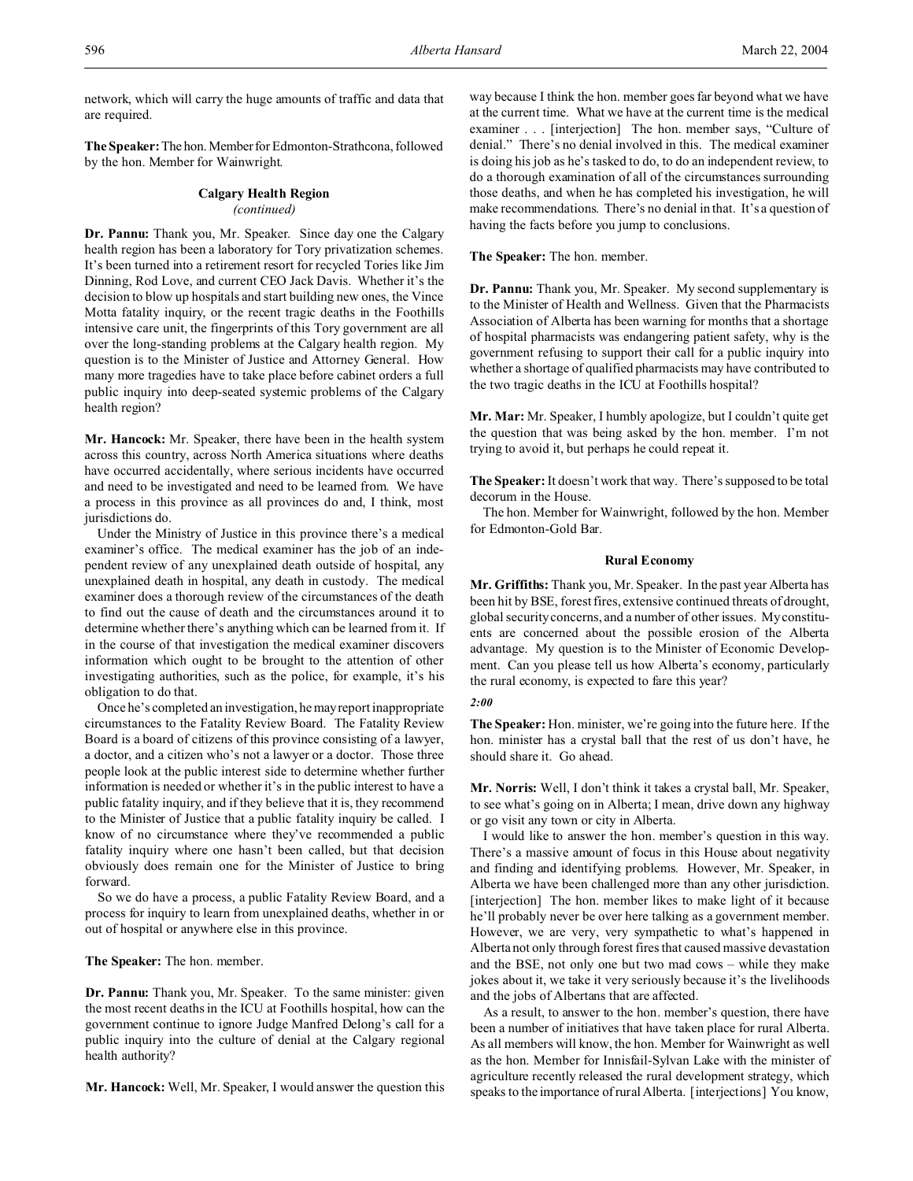network, which will carry the huge amounts of traffic and data that are required.

**The Speaker:** The hon. Member for Edmonton-Strathcona, followed by the hon. Member for Wainwright.

### Calgary Health Region
*(continued)*

**Dr. Pannu:** Thank you, Mr. Speaker. Since day one the Calgary health region has been a laboratory for Tory privatization schemes. It's been turned into a retirement resort for recycled Tories like Jim Dinning, Rod Love, and current CEO Jack Davis. Whether it's the decision to blow up hospitals and start building new ones, the Vince Motta fatality inquiry, or the recent tragic deaths in the Foothills intensive care unit, the fingerprints of this Tory government are all over the long-standing problems at the Calgary health region. My question is to the Minister of Justice and Attorney General. How many more tragedies have to take place before cabinet orders a full public inquiry into deep-seated systemic problems of the Calgary health region?

**Mr. Hancock:** Mr. Speaker, there have been in the health system across this country, across North America situations where deaths have occurred accidentally, where serious incidents have occurred and need to be investigated and need to be learned from. We have a process in this province as all provinces do and, I think, most jurisdictions do.

Under the Ministry of Justice in this province there's a medical examiner's office. The medical examiner has the job of an independent review of any unexplained death outside of hospital, any unexplained death in hospital, any death in custody. The medical examiner does a thorough review of the circumstances of the death to find out the cause of death and the circumstances around it to determine whether there's anything which can be learned from it. If in the course of that investigation the medical examiner discovers information which ought to be brought to the attention of other investigating authorities, such as the police, for example, it's his obligation to do that.

Once he's completed an investigation, he may report inappropriate circumstances to the Fatality Review Board. The Fatality Review Board is a board of citizens of this province consisting of a lawyer, a doctor, and a citizen who's not a lawyer or a doctor. Those three people look at the public interest side to determine whether further information is needed or whether it's in the public interest to have a public fatality inquiry, and if they believe that it is, they recommend to the Minister of Justice that a public fatality inquiry be called. I know of no circumstance where they've recommended a public fatality inquiry where one hasn't been called, but that decision obviously does remain one for the Minister of Justice to bring forward.

So we do have a process, a public Fatality Review Board, and a process for inquiry to learn from unexplained deaths, whether in or out of hospital or anywhere else in this province.

**The Speaker:** The hon. member.

**Dr. Pannu:** Thank you, Mr. Speaker. To the same minister: given the most recent deaths in the ICU at Foothills hospital, how can the government continue to ignore Judge Manfred Delong's call for a public inquiry into the culture of denial at the Calgary regional health authority?

**Mr. Hancock:** Well, Mr. Speaker, I would answer the question this way because I think the hon. member goes far beyond what we have at the current time. What we have at the current time is the medical examiner . . . [interjection] The hon. member says, "Culture of denial." There's no denial involved in this. The medical examiner is doing his job as he's tasked to do, to do an independent review, to do a thorough examination of all of the circumstances surrounding those deaths, and when he has completed his investigation, he will make recommendations. There's no denial in that. It's a question of having the facts before you jump to conclusions.

**The Speaker:** The hon. member.

**Dr. Pannu:** Thank you, Mr. Speaker. My second supplementary is to the Minister of Health and Wellness. Given that the Pharmacists Association of Alberta has been warning for months that a shortage of hospital pharmacists was endangering patient safety, why is the government refusing to support their call for a public inquiry into whether a shortage of qualified pharmacists may have contributed to the two tragic deaths in the ICU at Foothills hospital?

**Mr. Mar:** Mr. Speaker, I humbly apologize, but I couldn't quite get the question that was being asked by the hon. member. I'm not trying to avoid it, but perhaps he could repeat it.

**The Speaker:** It doesn't work that way. There's supposed to be total decorum in the House.

The hon. Member for Wainwright, followed by the hon. Member for Edmonton-Gold Bar.

### Rural Economy

**Mr. Griffiths:** Thank you, Mr. Speaker. In the past year Alberta has been hit by BSE, forest fires, extensive continued threats of drought, global security concerns, and a number of other issues. My constituents are concerned about the possible erosion of the Alberta advantage. My question is to the Minister of Economic Development. Can you please tell us how Alberta's economy, particularly the rural economy, is expected to fare this year?

*2:00*

**The Speaker:** Hon. minister, we're going into the future here. If the hon. minister has a crystal ball that the rest of us don't have, he should share it. Go ahead.

**Mr. Norris:** Well, I don't think it takes a crystal ball, Mr. Speaker, to see what's going on in Alberta; I mean, drive down any highway or go visit any town or city in Alberta.

I would like to answer the hon. member's question in this way. There's a massive amount of focus in this House about negativity and finding and identifying problems. However, Mr. Speaker, in Alberta we have been challenged more than any other jurisdiction. [interjection] The hon. member likes to make light of it because he'll probably never be over here talking as a government member. However, we are very, very sympathetic to what's happened in Alberta not only through forest fires that caused massive devastation and the BSE, not only one but two mad cows – while they make jokes about it, we take it very seriously because it's the livelihoods and the jobs of Albertans that are affected.

As a result, to answer to the hon. member's question, there have been a number of initiatives that have taken place for rural Alberta. As all members will know, the hon. Member for Wainwright as well as the hon. Member for Innisfail-Sylvan Lake with the minister of agriculture recently released the rural development strategy, which speaks to the importance of rural Alberta. [interjections] You know,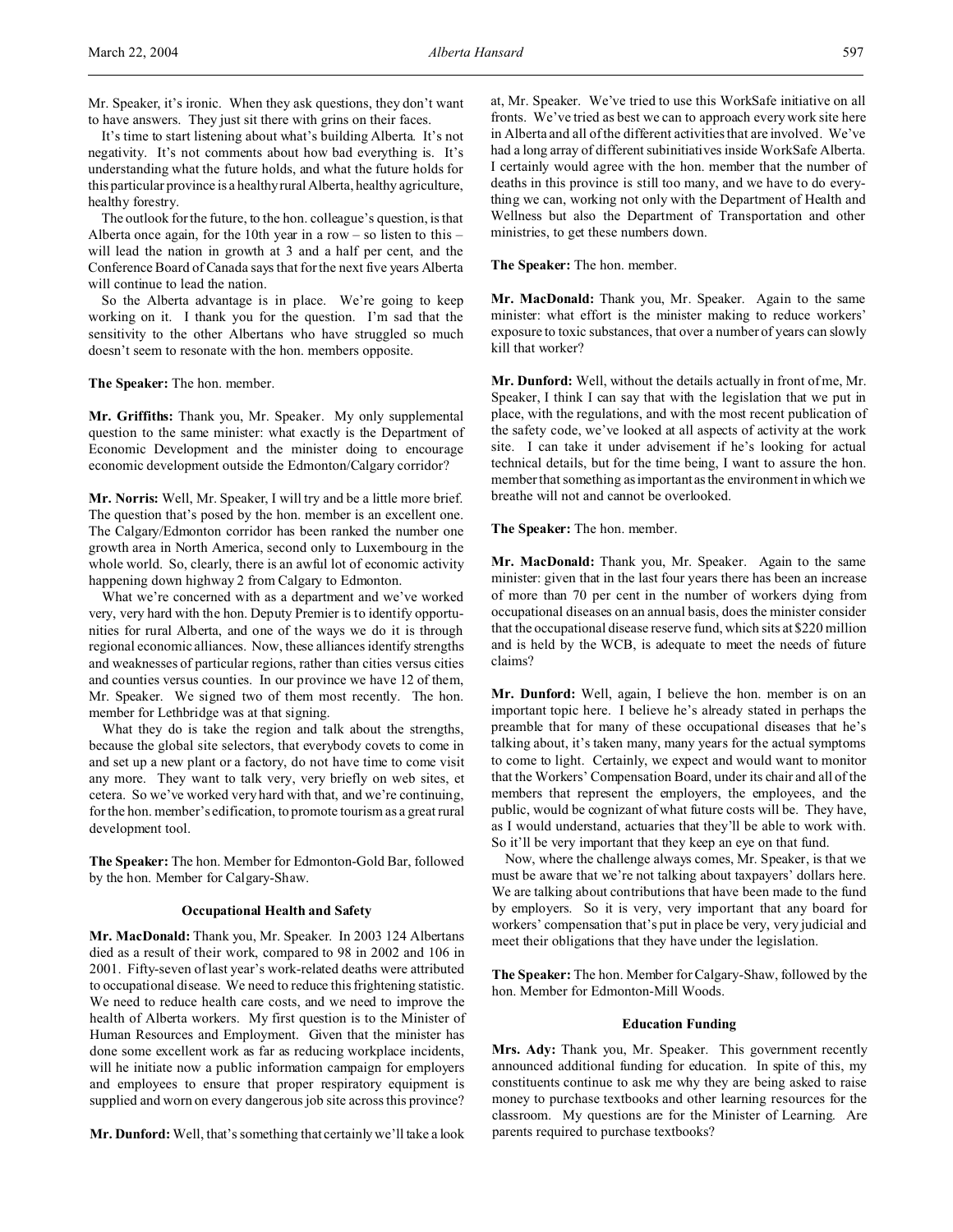Mr. Speaker, it's ironic. When they ask questions, they don't want to have answers. They just sit there with grins on their faces.

It's time to start listening about what's building Alberta. It's not negativity. It's not comments about how bad everything is. It's understanding what the future holds, and what the future holds for this particular province is a healthy rural Alberta, healthy agriculture, healthy forestry.

The outlook for the future, to the hon. colleague's question, is that Alberta once again, for the 10th year in a row – so listen to this – will lead the nation in growth at 3 and a half per cent, and the Conference Board of Canada says that for the next five years Alberta will continue to lead the nation.

So the Alberta advantage is in place. We're going to keep working on it. I thank you for the question. I'm sad that the sensitivity to the other Albertans who have struggled so much doesn't seem to resonate with the hon. members opposite.

**The Speaker:** The hon. member.

**Mr. Griffiths:** Thank you, Mr. Speaker. My only supplemental question to the same minister: what exactly is the Department of Economic Development and the minister doing to encourage economic development outside the Edmonton/Calgary corridor?

**Mr. Norris:** Well, Mr. Speaker, I will try and be a little more brief. The question that's posed by the hon. member is an excellent one. The Calgary/Edmonton corridor has been ranked the number one growth area in North America, second only to Luxembourg in the whole world. So, clearly, there is an awful lot of economic activity happening down highway 2 from Calgary to Edmonton.

What we're concerned with as a department and we've worked very, very hard with the hon. Deputy Premier is to identify opportunities for rural Alberta, and one of the ways we do it is through regional economic alliances. Now, these alliances identify strengths and weaknesses of particular regions, rather than cities versus cities and counties versus counties. In our province we have 12 of them, Mr. Speaker. We signed two of them most recently. The hon. member for Lethbridge was at that signing.

What they do is take the region and talk about the strengths, because the global site selectors, that everybody covets to come in and set up a new plant or a factory, do not have time to come visit any more. They want to talk very, very briefly on web sites, et cetera. So we've worked very hard with that, and we're continuing, for the hon. member's edification, to promote tourism as a great rural development tool.

**The Speaker:** The hon. Member for Edmonton-Gold Bar, followed by the hon. Member for Calgary-Shaw.

### Occupational Health and Safety

**Mr. MacDonald:** Thank you, Mr. Speaker. In 2003 124 Albertans died as a result of their work, compared to 98 in 2002 and 106 in 2001. Fifty-seven of last year's work-related deaths were attributed to occupational disease. We need to reduce this frightening statistic. We need to reduce health care costs, and we need to improve the health of Alberta workers. My first question is to the Minister of Human Resources and Employment. Given that the minister has done some excellent work as far as reducing workplace incidents, will he initiate now a public information campaign for employers and employees to ensure that proper respiratory equipment is supplied and worn on every dangerous job site across this province?

**Mr. Dunford:** Well, that's something that certainly we'll take a look at, Mr. Speaker. We've tried to use this WorkSafe initiative on all fronts. We've tried as best we can to approach every work site here in Alberta and all of the different activities that are involved. We've had a long array of different subinitiatives inside WorkSafe Alberta. I certainly would agree with the hon. member that the number of deaths in this province is still too many, and we have to do everything we can, working not only with the Department of Health and Wellness but also the Department of Transportation and other ministries, to get these numbers down.

**The Speaker:** The hon. member.

**Mr. MacDonald:** Thank you, Mr. Speaker. Again to the same minister: what effort is the minister making to reduce workers' exposure to toxic substances, that over a number of years can slowly kill that worker?

**Mr. Dunford:** Well, without the details actually in front of me, Mr. Speaker, I think I can say that with the legislation that we put in place, with the regulations, and with the most recent publication of the safety code, we've looked at all aspects of activity at the work site. I can take it under advisement if he's looking for actual technical details, but for the time being, I want to assure the hon. member that something as important as the environment in which we breathe will not and cannot be overlooked.

**The Speaker:** The hon. member.

**Mr. MacDonald:** Thank you, Mr. Speaker. Again to the same minister: given that in the last four years there has been an increase of more than 70 per cent in the number of workers dying from occupational diseases on an annual basis, does the minister consider that the occupational disease reserve fund, which sits at $220 million and is held by the WCB, is adequate to meet the needs of future claims?

**Mr. Dunford:** Well, again, I believe the hon. member is on an important topic here. I believe he's already stated in perhaps the preamble that for many of these occupational diseases that he's talking about, it's taken many, many years for the actual symptoms to come to light. Certainly, we expect and would want to monitor that the Workers' Compensation Board, under its chair and all of the members that represent the employers, the employees, and the public, would be cognizant of what future costs will be. They have, as I would understand, actuaries that they'll be able to work with. So it'll be very important that they keep an eye on that fund.

Now, where the challenge always comes, Mr. Speaker, is that we must be aware that we're not talking about taxpayers' dollars here. We are talking about contributions that have been made to the fund by employers. So it is very, very important that any board for workers' compensation that's put in place be very, very judicial and meet their obligations that they have under the legislation.

**The Speaker:** The hon. Member for Calgary-Shaw, followed by the hon. Member for Edmonton-Mill Woods.

### Education Funding

**Mrs. Ady:** Thank you, Mr. Speaker. This government recently announced additional funding for education. In spite of this, my constituents continue to ask me why they are being asked to raise money to purchase textbooks and other learning resources for the classroom. My questions are for the Minister of Learning. Are parents required to purchase textbooks?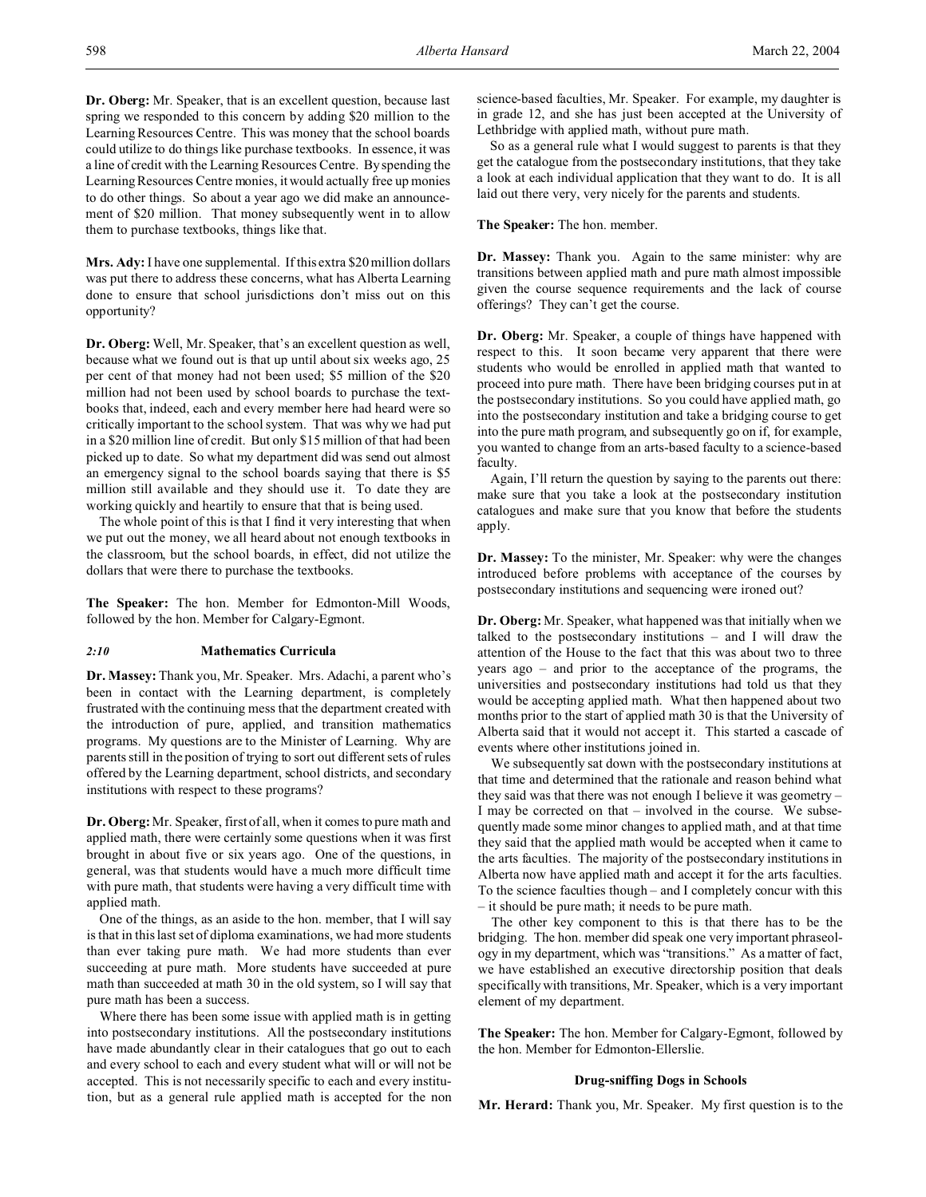**Dr. Oberg:** Mr. Speaker, that is an excellent question, because last spring we responded to this concern by adding $20 million to the Learning Resources Centre. This was money that the school boards could utilize to do things like purchase textbooks. In essence, it was a line of credit with the Learning Resources Centre. By spending the Learning Resources Centre monies, it would actually free up monies to do other things. So about a year ago we did make an announcement of $20 million. That money subsequently went in to allow them to purchase textbooks, things like that.

**Mrs. Ady:** I have one supplemental. If this extra $20 million dollars was put there to address these concerns, what has Alberta Learning done to ensure that school jurisdictions don't miss out on this opportunity?

**Dr. Oberg:** Well, Mr. Speaker, that's an excellent question as well, because what we found out is that up until about six weeks ago, 25 per cent of that money had not been used; $5 million of the $20 million had not been used by school boards to purchase the textbooks that, indeed, each and every member here had heard were so critically important to the school system. That was why we had put in a $20 million line of credit. But only $15 million of that had been picked up to date. So what my department did was send out almost an emergency signal to the school boards saying that there is $5 million still available and they should use it. To date they are working quickly and heartily to ensure that that is being used.

The whole point of this is that I find it very interesting that when we put out the money, we all heard about not enough textbooks in the classroom, but the school boards, in effect, did not utilize the dollars that were there to purchase the textbooks.

**The Speaker:** The hon. Member for Edmonton-Mill Woods, followed by the hon. Member for Calgary-Egmont.

### *2:10* Mathematics Curricula

**Dr. Massey:** Thank you, Mr. Speaker. Mrs. Adachi, a parent who's been in contact with the Learning department, is completely frustrated with the continuing mess that the department created with the introduction of pure, applied, and transition mathematics programs. My questions are to the Minister of Learning. Why are parents still in the position of trying to sort out different sets of rules offered by the Learning department, school districts, and secondary institutions with respect to these programs?

**Dr. Oberg:** Mr. Speaker, first of all, when it comes to pure math and applied math, there were certainly some questions when it was first brought in about five or six years ago. One of the questions, in general, was that students would have a much more difficult time with pure math, that students were having a very difficult time with applied math.

One of the things, as an aside to the hon. member, that I will say is that in this last set of diploma examinations, we had more students than ever taking pure math. We had more students than ever succeeding at pure math. More students have succeeded at pure math than succeeded at math 30 in the old system, so I will say that pure math has been a success.

Where there has been some issue with applied math is in getting into postsecondary institutions. All the postsecondary institutions have made abundantly clear in their catalogues that go out to each and every school to each and every student what will or will not be accepted. This is not necessarily specific to each and every institution, but as a general rule applied math is accepted for the non science-based faculties, Mr. Speaker. For example, my daughter is in grade 12, and she has just been accepted at the University of Lethbridge with applied math, without pure math.

So as a general rule what I would suggest to parents is that they get the catalogue from the postsecondary institutions, that they take a look at each individual application that they want to do. It is all laid out there very, very nicely for the parents and students.

**The Speaker:** The hon. member.

**Dr. Massey:** Thank you. Again to the same minister: why are transitions between applied math and pure math almost impossible given the course sequence requirements and the lack of course offerings? They can't get the course.

**Dr. Oberg:** Mr. Speaker, a couple of things have happened with respect to this. It soon became very apparent that there were students who would be enrolled in applied math that wanted to proceed into pure math. There have been bridging courses put in at the postsecondary institutions. So you could have applied math, go into the postsecondary institution and take a bridging course to get into the pure math program, and subsequently go on if, for example, you wanted to change from an arts-based faculty to a science-based faculty.

Again, I'll return the question by saying to the parents out there: make sure that you take a look at the postsecondary institution catalogues and make sure that you know that before the students apply.

**Dr. Massey:** To the minister, Mr. Speaker: why were the changes introduced before problems with acceptance of the courses by postsecondary institutions and sequencing were ironed out?

**Dr. Oberg:** Mr. Speaker, what happened was that initially when we talked to the postsecondary institutions – and I will draw the attention of the House to the fact that this was about two to three years ago – and prior to the acceptance of the programs, the universities and postsecondary institutions had told us that they would be accepting applied math. What then happened about two months prior to the start of applied math 30 is that the University of Alberta said that it would not accept it. This started a cascade of events where other institutions joined in.

We subsequently sat down with the postsecondary institutions at that time and determined that the rationale and reason behind what they said was that there was not enough I believe it was geometry – I may be corrected on that – involved in the course. We subsequently made some minor changes to applied math, and at that time they said that the applied math would be accepted when it came to the arts faculties. The majority of the postsecondary institutions in Alberta now have applied math and accept it for the arts faculties. To the science faculties though – and I completely concur with this – it should be pure math; it needs to be pure math.

The other key component to this is that there has to be the bridging. The hon. member did speak one very important phraseology in my department, which was "transitions." As a matter of fact, we have established an executive directorship position that deals specifically with transitions, Mr. Speaker, which is a very important element of my department.

**The Speaker:** The hon. Member for Calgary-Egmont, followed by the hon. Member for Edmonton-Ellerslie.

### Drug-sniffing Dogs in Schools

**Mr. Herard:** Thank you, Mr. Speaker. My first question is to the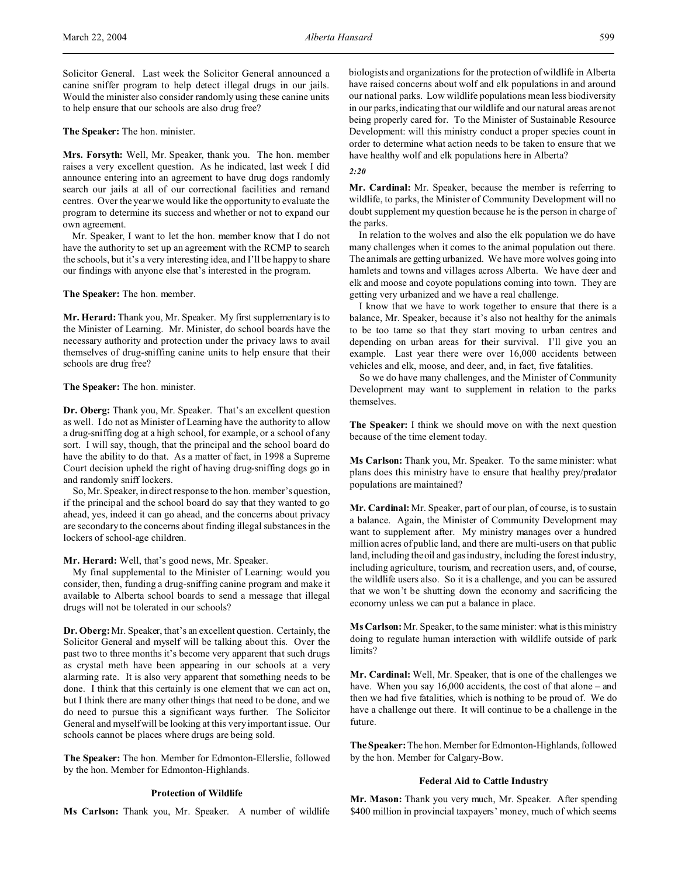Solicitor General. Last week the Solicitor General announced a canine sniffer program to help detect illegal drugs in our jails. Would the minister also consider randomly using these canine units to help ensure that our schools are also drug free?

**The Speaker:** The hon. minister.

**Mrs. Forsyth:** Well, Mr. Speaker, thank you. The hon. member raises a very excellent question. As he indicated, last week I did announce entering into an agreement to have drug dogs randomly search our jails at all of our correctional facilities and remand centres. Over the year we would like the opportunity to evaluate the program to determine its success and whether or not to expand our own agreement.

Mr. Speaker, I want to let the hon. member know that I do not have the authority to set up an agreement with the RCMP to search the schools, but it's a very interesting idea, and I'll be happy to share our findings with anyone else that's interested in the program.

**The Speaker:** The hon. member.

**Mr. Herard:** Thank you, Mr. Speaker. My first supplementary is to the Minister of Learning. Mr. Minister, do school boards have the necessary authority and protection under the privacy laws to avail themselves of drug-sniffing canine units to help ensure that their schools are drug free?

**The Speaker:** The hon. minister.

**Dr. Oberg:** Thank you, Mr. Speaker. That's an excellent question as well. I do not as Minister of Learning have the authority to allow a drug-sniffing dog at a high school, for example, or a school of any sort. I will say, though, that the principal and the school board do have the ability to do that. As a matter of fact, in 1998 a Supreme Court decision upheld the right of having drug-sniffing dogs go in and randomly sniff lockers.

So, Mr. Speaker, in direct response to the hon. member's question, if the principal and the school board do say that they wanted to go ahead, yes, indeed it can go ahead, and the concerns about privacy are secondary to the concerns about finding illegal substances in the lockers of school-age children.

**Mr. Herard:** Well, that's good news, Mr. Speaker.

My final supplemental to the Minister of Learning: would you consider, then, funding a drug-sniffing canine program and make it available to Alberta school boards to send a message that illegal drugs will not be tolerated in our schools?

**Dr. Oberg:** Mr. Speaker, that's an excellent question. Certainly, the Solicitor General and myself will be talking about this. Over the past two to three months it's become very apparent that such drugs as crystal meth have been appearing in our schools at a very alarming rate. It is also very apparent that something needs to be done. I think that this certainly is one element that we can act on, but I think there are many other things that need to be done, and we do need to pursue this a significant ways further. The Solicitor General and myself will be looking at this very important issue. Our schools cannot be places where drugs are being sold.

**The Speaker:** The hon. Member for Edmonton-Ellerslie, followed by the hon. Member for Edmonton-Highlands.

### Protection of Wildlife

**Ms Carlson:** Thank you, Mr. Speaker. A number of wildlife biologists and organizations for the protection of wildlife in Alberta have raised concerns about wolf and elk populations in and around our national parks. Low wildlife populations mean less biodiversity in our parks, indicating that our wildlife and our natural areas are not being properly cared for. To the Minister of Sustainable Resource Development: will this ministry conduct a proper species count in order to determine what action needs to be taken to ensure that we have healthy wolf and elk populations here in Alberta?

*2:20*

**Mr. Cardinal:** Mr. Speaker, because the member is referring to wildlife, to parks, the Minister of Community Development will no doubt supplement my question because he is the person in charge of the parks.

In relation to the wolves and also the elk population we do have many challenges when it comes to the animal population out there. The animals are getting urbanized. We have more wolves going into hamlets and towns and villages across Alberta. We have deer and elk and moose and coyote populations coming into town. They are getting very urbanized and we have a real challenge.

I know that we have to work together to ensure that there is a balance, Mr. Speaker, because it's also not healthy for the animals to be too tame so that they start moving to urban centres and depending on urban areas for their survival. I'll give you an example. Last year there were over 16,000 accidents between vehicles and elk, moose, and deer, and, in fact, five fatalities.

So we do have many challenges, and the Minister of Community Development may want to supplement in relation to the parks themselves.

**The Speaker:** I think we should move on with the next question because of the time element today.

**Ms Carlson:** Thank you, Mr. Speaker. To the same minister: what plans does this ministry have to ensure that healthy prey/predator populations are maintained?

**Mr. Cardinal:** Mr. Speaker, part of our plan, of course, is to sustain a balance. Again, the Minister of Community Development may want to supplement after. My ministry manages over a hundred million acres of public land, and there are multi-users on that public land, including the oil and gas industry, including the forest industry, including agriculture, tourism, and recreation users, and, of course, the wildlife users also. So it is a challenge, and you can be assured that we won't be shutting down the economy and sacrificing the economy unless we can put a balance in place.

**Ms Carlson:** Mr. Speaker, to the same minister: what is this ministry doing to regulate human interaction with wildlife outside of park limits?

**Mr. Cardinal:** Well, Mr. Speaker, that is one of the challenges we have. When you say 16,000 accidents, the cost of that alone – and then we had five fatalities, which is nothing to be proud of. We do have a challenge out there. It will continue to be a challenge in the future.

**The Speaker:** The hon. Member for Edmonton-Highlands, followed by the hon. Member for Calgary-Bow.

### Federal Aid to Cattle Industry

**Mr. Mason:** Thank you very much, Mr. Speaker. After spending $400 million in provincial taxpayers' money, much of which seems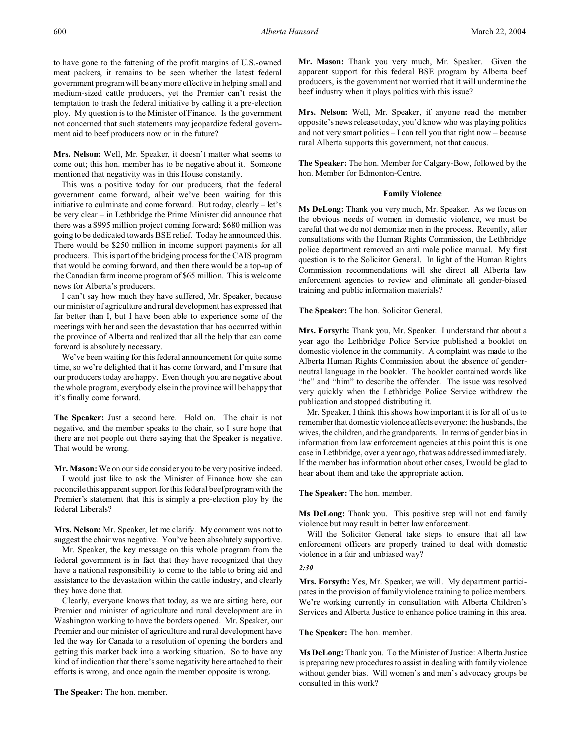to have gone to the fattening of the profit margins of U.S.-owned meat packers, it remains to be seen whether the latest federal government program will be any more effective in helping small and medium-sized cattle producers, yet the Premier can't resist the temptation to trash the federal initiative by calling it a pre-election ploy. My question is to the Minister of Finance. Is the government not concerned that such statements may jeopardize federal government aid to beef producers now or in the future?

**Mrs. Nelson:** Well, Mr. Speaker, it doesn't matter what seems to come out; this hon. member has to be negative about it. Someone mentioned that negativity was in this House constantly.

This was a positive today for our producers, that the federal government came forward, albeit we've been waiting for this initiative to culminate and come forward. But today, clearly – let's be very clear – in Lethbridge the Prime Minister did announce that there was a $995 million project coming forward; $680 million was going to be dedicated towards BSE relief. Today he announced this. There would be $250 million in income support payments for all producers. This is part of the bridging process for the CAIS program that would be coming forward, and then there would be a top-up of the Canadian farm income program of $65 million. This is welcome news for Alberta's producers.

I can't say how much they have suffered, Mr. Speaker, because our minister of agriculture and rural development has expressed that far better than I, but I have been able to experience some of the meetings with her and seen the devastation that has occurred within the province of Alberta and realized that all the help that can come forward is absolutely necessary.

We've been waiting for this federal announcement for quite some time, so we're delighted that it has come forward, and I'm sure that our producers today are happy. Even though you are negative about the whole program, everybody else in the province will be happy that it's finally come forward.

**The Speaker:** Just a second here. Hold on. The chair is not negative, and the member speaks to the chair, so I sure hope that there are not people out there saying that the Speaker is negative. That would be wrong.

**Mr. Mason:** We on our side consider you to be very positive indeed.

I would just like to ask the Minister of Finance how she can reconcile this apparent support for this federal beef program with the Premier's statement that this is simply a pre-election ploy by the federal Liberals?

**Mrs. Nelson:** Mr. Speaker, let me clarify. My comment was not to suggest the chair was negative. You've been absolutely supportive.

Mr. Speaker, the key message on this whole program from the federal government is in fact that they have recognized that they have a national responsibility to come to the table to bring aid and assistance to the devastation within the cattle industry, and clearly they have done that.

Clearly, everyone knows that today, as we are sitting here, our Premier and minister of agriculture and rural development are in Washington working to have the borders opened. Mr. Speaker, our Premier and our minister of agriculture and rural development have led the way for Canada to a resolution of opening the borders and getting this market back into a working situation. So to have any kind of indication that there's some negativity here attached to their efforts is wrong, and once again the member opposite is wrong.

**The Speaker:** The hon. member.

**Mr. Mason:** Thank you very much, Mr. Speaker. Given the apparent support for this federal BSE program by Alberta beef producers, is the government not worried that it will undermine the beef industry when it plays politics with this issue?

**Mrs. Nelson:** Well, Mr. Speaker, if anyone read the member opposite's news release today, you'd know who was playing politics and not very smart politics – I can tell you that right now – because rural Alberta supports this government, not that caucus.

**The Speaker:** The hon. Member for Calgary-Bow, followed by the hon. Member for Edmonton-Centre.

## Family Violence

**Ms DeLong:** Thank you very much, Mr. Speaker. As we focus on the obvious needs of women in domestic violence, we must be careful that we do not demonize men in the process. Recently, after consultations with the Human Rights Commission, the Lethbridge police department removed an anti male police manual. My first question is to the Solicitor General. In light of the Human Rights Commission recommendations will she direct all Alberta law enforcement agencies to review and eliminate all gender-biased training and public information materials?

**The Speaker:** The hon. Solicitor General.

**Mrs. Forsyth:** Thank you, Mr. Speaker. I understand that about a year ago the Lethbridge Police Service published a booklet on domestic violence in the community. A complaint was made to the Alberta Human Rights Commission about the absence of gender-neutral language in the booklet. The booklet contained words like "he" and "him" to describe the offender. The issue was resolved very quickly when the Lethbridge Police Service withdrew the publication and stopped distributing it.

Mr. Speaker, I think this shows how important it is for all of us to remember that domestic violence affects everyone: the husbands, the wives, the children, and the grandparents. In terms of gender bias in information from law enforcement agencies at this point this is one case in Lethbridge, over a year ago, that was addressed immediately. If the member has information about other cases, I would be glad to hear about them and take the appropriate action.

**The Speaker:** The hon. member.

**Ms DeLong:** Thank you. This positive step will not end family violence but may result in better law enforcement.

Will the Solicitor General take steps to ensure that all law enforcement officers are properly trained to deal with domestic violence in a fair and unbiased way?

*2:30*

**Mrs. Forsyth:** Yes, Mr. Speaker, we will. My department participates in the provision of family violence training to police members. We're working currently in consultation with Alberta Children's Services and Alberta Justice to enhance police training in this area.

**The Speaker:** The hon. member.

**Ms DeLong:** Thank you. To the Minister of Justice: Alberta Justice is preparing new procedures to assist in dealing with family violence without gender bias. Will women's and men's advocacy groups be consulted in this work?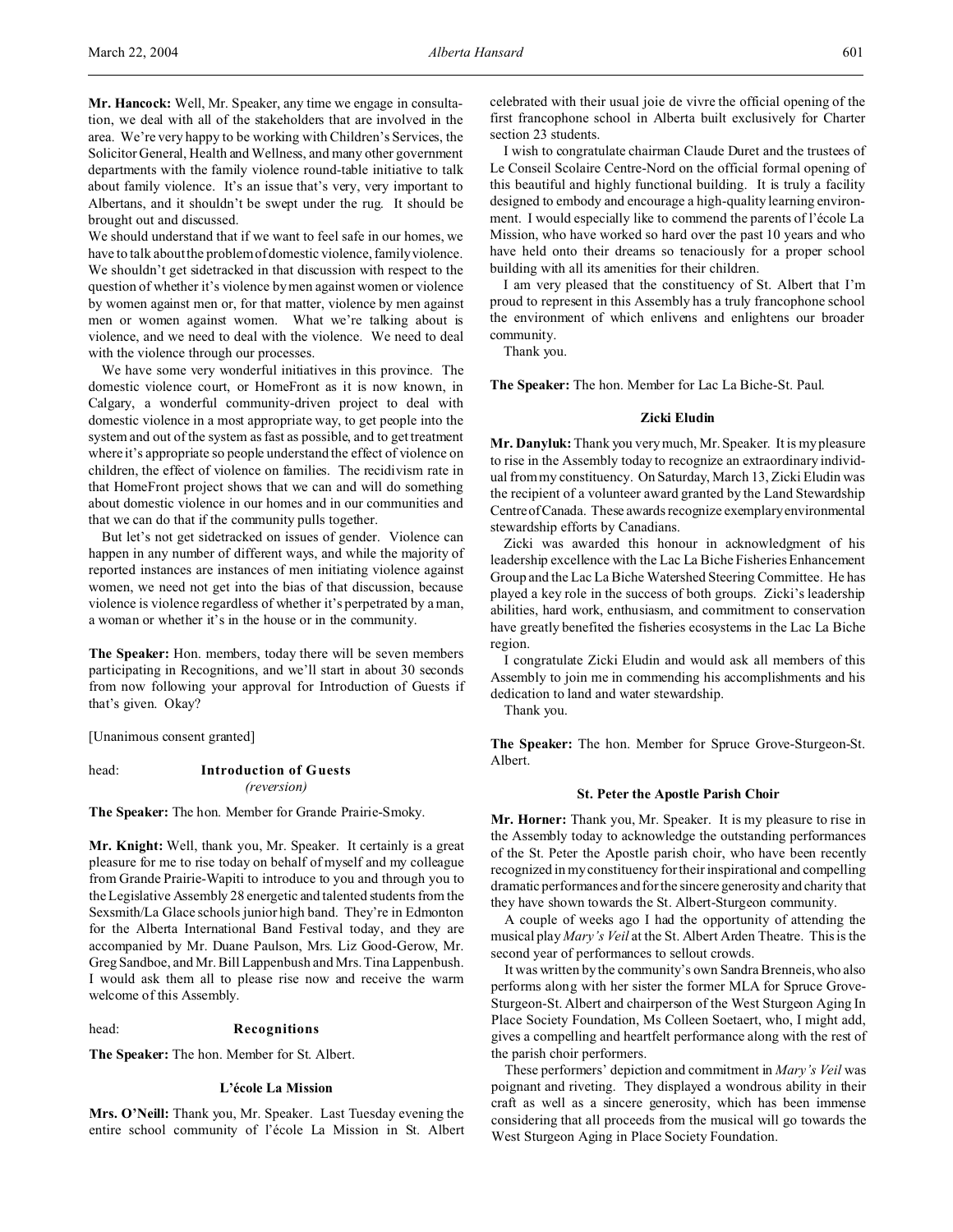**Mr. Hancock:** Well, Mr. Speaker, any time we engage in consultation, we deal with all of the stakeholders that are involved in the area. We're very happy to be working with Children's Services, the Solicitor General, Health and Wellness, and many other government departments with the family violence round-table initiative to talk about family violence. It's an issue that's very, very important to Albertans, and it shouldn't be swept under the rug. It should be brought out and discussed.

We should understand that if we want to feel safe in our homes, we have to talk about the problem of domestic violence, family violence. We shouldn't get sidetracked in that discussion with respect to the question of whether it's violence by men against women or violence by women against men or, for that matter, violence by men against men or women against women. What we're talking about is violence, and we need to deal with the violence. We need to deal with the violence through our processes.

We have some very wonderful initiatives in this province. The domestic violence court, or HomeFront as it is now known, in Calgary, a wonderful community-driven project to deal with domestic violence in a most appropriate way, to get people into the system and out of the system as fast as possible, and to get treatment where it's appropriate so people understand the effect of violence on children, the effect of violence on families. The recidivism rate in that HomeFront project shows that we can and will do something about domestic violence in our homes and in our communities and that we can do that if the community pulls together.

But let's not get sidetracked on issues of gender. Violence can happen in any number of different ways, and while the majority of reported instances are instances of men initiating violence against women, we need not get into the bias of that discussion, because violence is violence regardless of whether it's perpetrated by a man, a woman or whether it's in the house or in the community.

**The Speaker:** Hon. members, today there will be seven members participating in Recognitions, and we'll start in about 30 seconds from now following your approval for Introduction of Guests if that's given. Okay?

[Unanimous consent granted]

head: **Introduction of Guests**
*(reversion)*

**The Speaker:** The hon. Member for Grande Prairie-Smoky.

**Mr. Knight:** Well, thank you, Mr. Speaker. It certainly is a great pleasure for me to rise today on behalf of myself and my colleague from Grande Prairie-Wapiti to introduce to you and through you to the Legislative Assembly 28 energetic and talented students from the Sexsmith/La Glace schools junior high band. They're in Edmonton for the Alberta International Band Festival today, and they are accompanied by Mr. Duane Paulson, Mrs. Liz Good-Gerow, Mr. Greg Sandboe, and Mr. Bill Lappenbush and Mrs. Tina Lappenbush. I would ask them all to please rise now and receive the warm welcome of this Assembly.

head: **Recognitions**

**The Speaker:** The hon. Member for St. Albert.

### L'école La Mission

**Mrs. O'Neill:** Thank you, Mr. Speaker. Last Tuesday evening the entire school community of l'école La Mission in St. Albert celebrated with their usual joie de vivre the official opening of the first francophone school in Alberta built exclusively for Charter section 23 students.

I wish to congratulate chairman Claude Duret and the trustees of Le Conseil Scolaire Centre-Nord on the official formal opening of this beautiful and highly functional building. It is truly a facility designed to embody and encourage a high-quality learning environment. I would especially like to commend the parents of l'école La Mission, who have worked so hard over the past 10 years and who have held onto their dreams so tenaciously for a proper school building with all its amenities for their children.

I am very pleased that the constituency of St. Albert that I'm proud to represent in this Assembly has a truly francophone school the environment of which enlivens and enlightens our broader community.

Thank you.

**The Speaker:** The hon. Member for Lac La Biche-St. Paul.

### Zicki Eludin

**Mr. Danyluk:** Thank you very much, Mr. Speaker. It is my pleasure to rise in the Assembly today to recognize an extraordinary individual from my constituency. On Saturday, March 13, Zicki Eludin was the recipient of a volunteer award granted by the Land Stewardship Centre of Canada. These awards recognize exemplary environmental stewardship efforts by Canadians.

Zicki was awarded this honour in acknowledgment of his leadership excellence with the Lac La Biche Fisheries Enhancement Group and the Lac La Biche Watershed Steering Committee. He has played a key role in the success of both groups. Zicki's leadership abilities, hard work, enthusiasm, and commitment to conservation have greatly benefited the fisheries ecosystems in the Lac La Biche region.

I congratulate Zicki Eludin and would ask all members of this Assembly to join me in commending his accomplishments and his dedication to land and water stewardship.

Thank you.

**The Speaker:** The hon. Member for Spruce Grove-Sturgeon-St. Albert.

### St. Peter the Apostle Parish Choir

**Mr. Horner:** Thank you, Mr. Speaker. It is my pleasure to rise in the Assembly today to acknowledge the outstanding performances of the St. Peter the Apostle parish choir, who have been recently recognized in my constituency for their inspirational and compelling dramatic performances and for the sincere generosity and charity that they have shown towards the St. Albert-Sturgeon community.

A couple of weeks ago I had the opportunity of attending the musical play *Mary's Veil* at the St. Albert Arden Theatre. This is the second year of performances to sellout crowds.

It was written by the community's own Sandra Brenneis, who also performs along with her sister the former MLA for Spruce Grove-Sturgeon-St. Albert and chairperson of the West Sturgeon Aging In Place Society Foundation, Ms Colleen Soetaert, who, I might add, gives a compelling and heartfelt performance along with the rest of the parish choir performers.

These performers' depiction and commitment in *Mary's Veil* was poignant and riveting. They displayed a wondrous ability in their craft as well as a sincere generosity, which has been immense considering that all proceeds from the musical will go towards the West Sturgeon Aging in Place Society Foundation.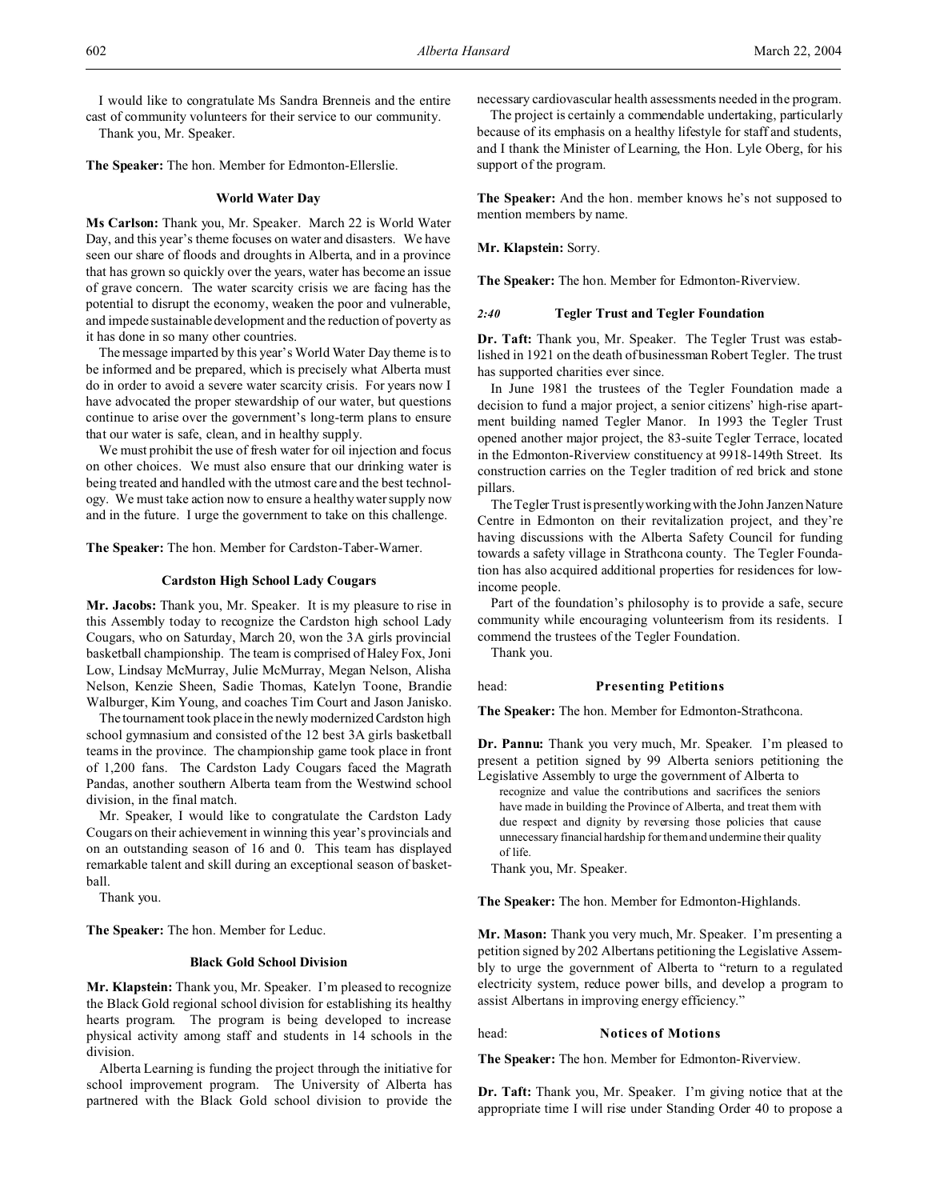I would like to congratulate Ms Sandra Brenneis and the entire cast of community volunteers for their service to our community.

Thank you, Mr. Speaker.

**The Speaker:** The hon. Member for Edmonton-Ellerslie.

### World Water Day

**Ms Carlson:** Thank you, Mr. Speaker. March 22 is World Water Day, and this year's theme focuses on water and disasters. We have seen our share of floods and droughts in Alberta, and in a province that has grown so quickly over the years, water has become an issue of grave concern. The water scarcity crisis we are facing has the potential to disrupt the economy, weaken the poor and vulnerable, and impede sustainable development and the reduction of poverty as it has done in so many other countries.

The message imparted by this year's World Water Day theme is to be informed and be prepared, which is precisely what Alberta must do in order to avoid a severe water scarcity crisis. For years now I have advocated the proper stewardship of our water, but questions continue to arise over the government's long-term plans to ensure that our water is safe, clean, and in healthy supply.

We must prohibit the use of fresh water for oil injection and focus on other choices. We must also ensure that our drinking water is being treated and handled with the utmost care and the best technology. We must take action now to ensure a healthy water supply now and in the future. I urge the government to take on this challenge.

**The Speaker:** The hon. Member for Cardston-Taber-Warner.

### Cardston High School Lady Cougars

**Mr. Jacobs:** Thank you, Mr. Speaker. It is my pleasure to rise in this Assembly today to recognize the Cardston high school Lady Cougars, who on Saturday, March 20, won the 3A girls provincial basketball championship. The team is comprised of Haley Fox, Joni Low, Lindsay McMurray, Julie McMurray, Megan Nelson, Alisha Nelson, Kenzie Sheen, Sadie Thomas, Katelyn Toone, Brandie Walburger, Kim Young, and coaches Tim Court and Jason Janisko.

The tournament took place in the newly modernized Cardston high school gymnasium and consisted of the 12 best 3A girls basketball teams in the province. The championship game took place in front of 1,200 fans. The Cardston Lady Cougars faced the Magrath Pandas, another southern Alberta team from the Westwind school division, in the final match.

Mr. Speaker, I would like to congratulate the Cardston Lady Cougars on their achievement in winning this year's provincials and on an outstanding season of 16 and 0. This team has displayed remarkable talent and skill during an exceptional season of basketball.

Thank you.

**The Speaker:** The hon. Member for Leduc.

### Black Gold School Division

**Mr. Klapstein:** Thank you, Mr. Speaker. I'm pleased to recognize the Black Gold regional school division for establishing its healthy hearts program. The program is being developed to increase physical activity among staff and students in 14 schools in the division.

Alberta Learning is funding the project through the initiative for school improvement program. The University of Alberta has partnered with the Black Gold school division to provide the necessary cardiovascular health assessments needed in the program.

The project is certainly a commendable undertaking, particularly because of its emphasis on a healthy lifestyle for staff and students, and I thank the Minister of Learning, the Hon. Lyle Oberg, for his support of the program.

**The Speaker:** And the hon. member knows he's not supposed to mention members by name.

**Mr. Klapstein:** Sorry.

**The Speaker:** The hon. Member for Edmonton-Riverview.

### *2:40* Tegler Trust and Tegler Foundation

**Dr. Taft:** Thank you, Mr. Speaker. The Tegler Trust was established in 1921 on the death of businessman Robert Tegler. The trust has supported charities ever since.

In June 1981 the trustees of the Tegler Foundation made a decision to fund a major project, a senior citizens' high-rise apartment building named Tegler Manor. In 1993 the Tegler Trust opened another major project, the 83-suite Tegler Terrace, located in the Edmonton-Riverview constituency at 9918-149th Street. Its construction carries on the Tegler tradition of red brick and stone pillars.

The Tegler Trust is presently working with the John Janzen Nature Centre in Edmonton on their revitalization project, and they're having discussions with the Alberta Safety Council for funding towards a safety village in Strathcona county. The Tegler Foundation has also acquired additional properties for residences for low-income people.

Part of the foundation's philosophy is to provide a safe, secure community while encouraging volunteerism from its residents. I commend the trustees of the Tegler Foundation.

Thank you.

## head: Presenting Petitions

**The Speaker:** The hon. Member for Edmonton-Strathcona.

**Dr. Pannu:** Thank you very much, Mr. Speaker. I'm pleased to present a petition signed by 99 Alberta seniors petitioning the Legislative Assembly to urge the government of Alberta to

> recognize and value the contributions and sacrifices the seniors have made in building the Province of Alberta, and treat them with due respect and dignity by reversing those policies that cause unnecessary financial hardship for them and undermine their quality of life.

Thank you, Mr. Speaker.

**The Speaker:** The hon. Member for Edmonton-Highlands.

**Mr. Mason:** Thank you very much, Mr. Speaker. I'm presenting a petition signed by 202 Albertans petitioning the Legislative Assembly to urge the government of Alberta to "return to a regulated electricity system, reduce power bills, and develop a program to assist Albertans in improving energy efficiency."

## head: Notices of Motions

**The Speaker:** The hon. Member for Edmonton-Riverview.

**Dr. Taft:** Thank you, Mr. Speaker. I'm giving notice that at the appropriate time I will rise under Standing Order 40 to propose a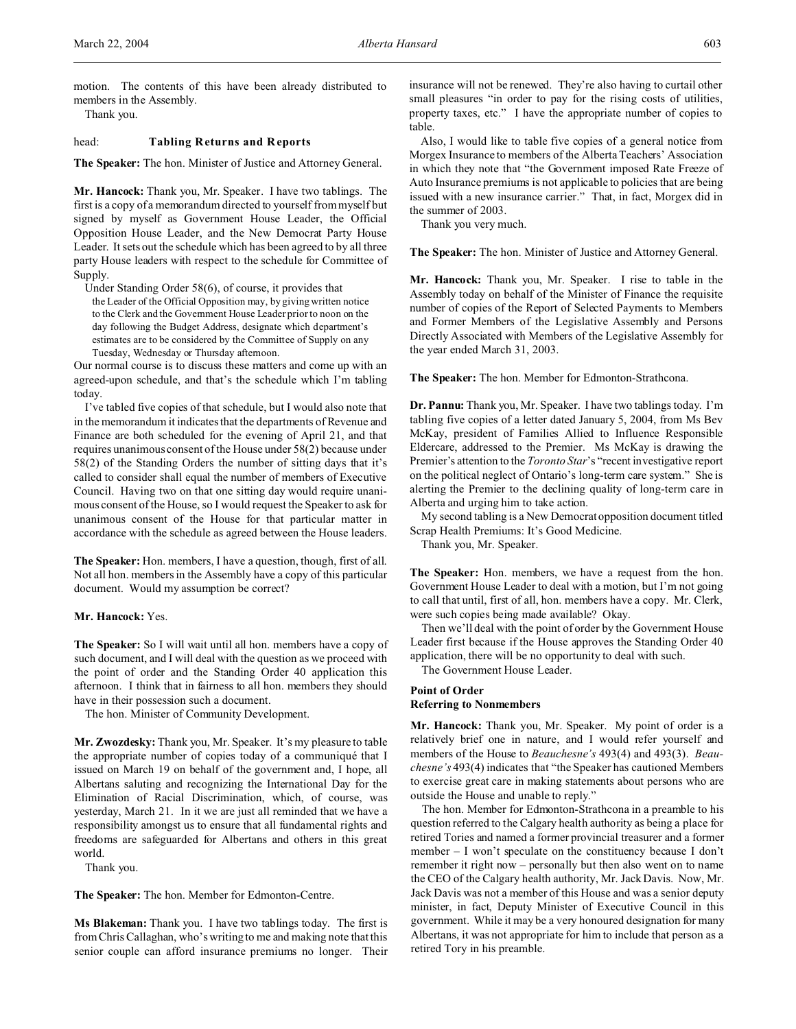motion. The contents of this have been already distributed to members in the Assembly.

Thank you.

head: **Tabling Returns and Reports**

**The Speaker:** The hon. Minister of Justice and Attorney General.

**Mr. Hancock:** Thank you, Mr. Speaker. I have two tablings. The first is a copy of a memorandum directed to yourself from myself but signed by myself as Government House Leader, the Official Opposition House Leader, and the New Democrat Party House Leader. It sets out the schedule which has been agreed to by all three party House leaders with respect to the schedule for Committee of Supply.

Under Standing Order 58(6), of course, it provides that

> the Leader of the Official Opposition may, by giving written notice to the Clerk and the Government House Leader prior to noon on the day following the Budget Address, designate which department's estimates are to be considered by the Committee of Supply on any Tuesday, Wednesday or Thursday afternoon.

Our normal course is to discuss these matters and come up with an agreed-upon schedule, and that's the schedule which I'm tabling today.

I've tabled five copies of that schedule, but I would also note that in the memorandum it indicates that the departments of Revenue and Finance are both scheduled for the evening of April 21, and that requires unanimous consent of the House under 58(2) because under 58(2) of the Standing Orders the number of sitting days that it's called to consider shall equal the number of members of Executive Council. Having two on that one sitting day would require unanimous consent of the House, so I would request the Speaker to ask for unanimous consent of the House for that particular matter in accordance with the schedule as agreed between the House leaders.

**The Speaker:** Hon. members, I have a question, though, first of all. Not all hon. members in the Assembly have a copy of this particular document. Would my assumption be correct?

**Mr. Hancock:** Yes.

**The Speaker:** So I will wait until all hon. members have a copy of such document, and I will deal with the question as we proceed with the point of order and the Standing Order 40 application this afternoon. I think that in fairness to all hon. members they should have in their possession such a document.

The hon. Minister of Community Development.

**Mr. Zwozdesky:** Thank you, Mr. Speaker. It's my pleasure to table the appropriate number of copies today of a communiqué that I issued on March 19 on behalf of the government and, I hope, all Albertans saluting and recognizing the International Day for the Elimination of Racial Discrimination, which, of course, was yesterday, March 21. In it we are just all reminded that we have a responsibility amongst us to ensure that all fundamental rights and freedoms are safeguarded for Albertans and others in this great world.

Thank you.

**The Speaker:** The hon. Member for Edmonton-Centre.

**Ms Blakeman:** Thank you. I have two tablings today. The first is from Chris Callaghan, who's writing to me and making note that this senior couple can afford insurance premiums no longer. Their insurance will not be renewed. They're also having to curtail other small pleasures "in order to pay for the rising costs of utilities, property taxes, etc." I have the appropriate number of copies to table.

Also, I would like to table five copies of a general notice from Morgex Insurance to members of the Alberta Teachers' Association in which they note that "the Government imposed Rate Freeze of Auto Insurance premiums is not applicable to policies that are being issued with a new insurance carrier." That, in fact, Morgex did in the summer of 2003.

Thank you very much.

**The Speaker:** The hon. Minister of Justice and Attorney General.

**Mr. Hancock:** Thank you, Mr. Speaker. I rise to table in the Assembly today on behalf of the Minister of Finance the requisite number of copies of the Report of Selected Payments to Members and Former Members of the Legislative Assembly and Persons Directly Associated with Members of the Legislative Assembly for the year ended March 31, 2003.

**The Speaker:** The hon. Member for Edmonton-Strathcona.

**Dr. Pannu:** Thank you, Mr. Speaker. I have two tablings today. I'm tabling five copies of a letter dated January 5, 2004, from Ms Bev McKay, president of Families Allied to Influence Responsible Eldercare, addressed to the Premier. Ms McKay is drawing the Premier's attention to the *Toronto Star*'s "recent investigative report on the political neglect of Ontario's long-term care system." She is alerting the Premier to the declining quality of long-term care in Alberta and urging him to take action.

My second tabling is a New Democrat opposition document titled Scrap Health Premiums: It's Good Medicine.

Thank you, Mr. Speaker.

**The Speaker:** Hon. members, we have a request from the hon. Government House Leader to deal with a motion, but I'm not going to call that until, first of all, hon. members have a copy. Mr. Clerk, were such copies being made available? Okay.

Then we'll deal with the point of order by the Government House Leader first because if the House approves the Standing Order 40 application, there will be no opportunity to deal with such.

The Government House Leader.

**Point of Order**
**Referring to Nonmembers**

**Mr. Hancock:** Thank you, Mr. Speaker. My point of order is a relatively brief one in nature, and I would refer yourself and members of the House to *Beauchesne's* 493(4) and 493(3). *Beauchesne's* 493(4) indicates that "the Speaker has cautioned Members to exercise great care in making statements about persons who are outside the House and unable to reply."

The hon. Member for Edmonton-Strathcona in a preamble to his question referred to the Calgary health authority as being a place for retired Tories and named a former provincial treasurer and a former member – I won't speculate on the constituency because I don't remember it right now – personally but then also went on to name the CEO of the Calgary health authority, Mr. Jack Davis. Now, Mr. Jack Davis was not a member of this House and was a senior deputy minister, in fact, Deputy Minister of Executive Council in this government. While it may be a very honoured designation for many Albertans, it was not appropriate for him to include that person as a retired Tory in his preamble.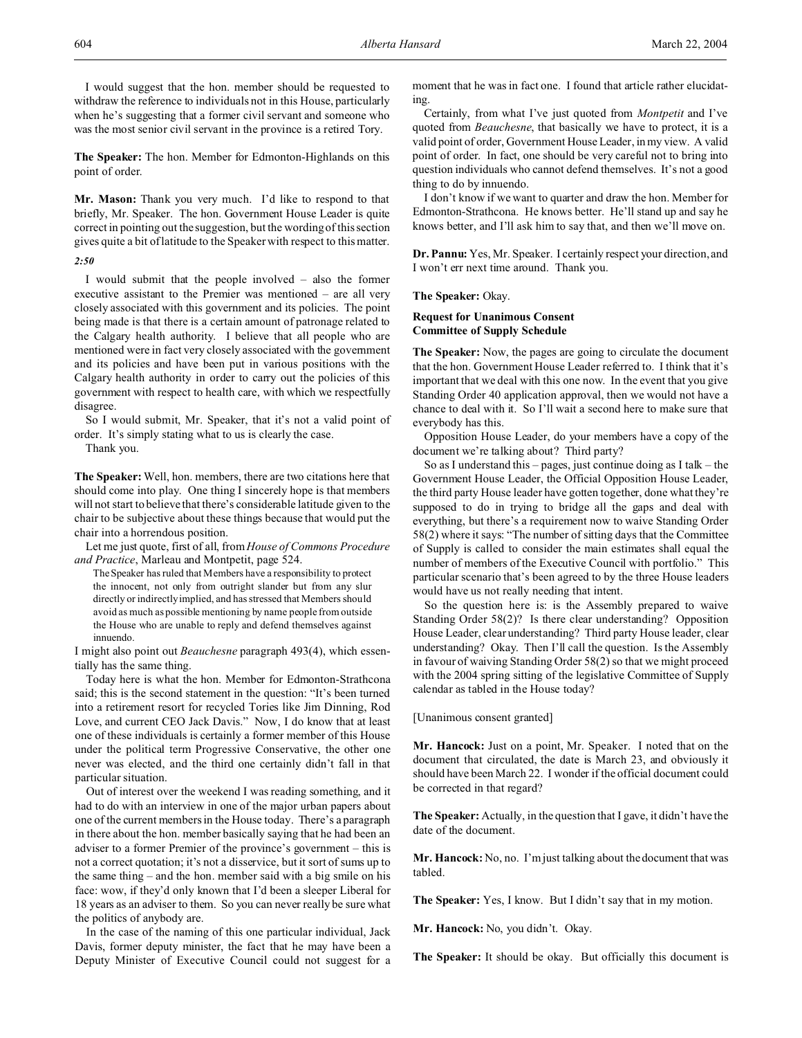I would suggest that the hon. member should be requested to withdraw the reference to individuals not in this House, particularly when he's suggesting that a former civil servant and someone who was the most senior civil servant in the province is a retired Tory.

**The Speaker:** The hon. Member for Edmonton-Highlands on this point of order.

**Mr. Mason:** Thank you very much. I'd like to respond to that briefly, Mr. Speaker. The hon. Government House Leader is quite correct in pointing out the suggestion, but the wording of this section gives quite a bit of latitude to the Speaker with respect to this matter.

*2:50*

I would submit that the people involved – also the former executive assistant to the Premier was mentioned – are all very closely associated with this government and its policies. The point being made is that there is a certain amount of patronage related to the Calgary health authority. I believe that all people who are mentioned were in fact very closely associated with the government and its policies and have been put in various positions with the Calgary health authority in order to carry out the policies of this government with respect to health care, with which we respectfully disagree.

So I would submit, Mr. Speaker, that it's not a valid point of order. It's simply stating what to us is clearly the case.

Thank you.

**The Speaker:** Well, hon. members, there are two citations here that should come into play. One thing I sincerely hope is that members will not start to believe that there's considerable latitude given to the chair to be subjective about these things because that would put the chair into a horrendous position.

Let me just quote, first of all, from *House of Commons Procedure and Practice*, Marleau and Montpetit, page 524.

> The Speaker has ruled that Members have a responsibility to protect the innocent, not only from outright slander but from any slur directly or indirectly implied, and has stressed that Members should avoid as much as possible mentioning by name people from outside the House who are unable to reply and defend themselves against innuendo.

I might also point out *Beauchesne* paragraph 493(4), which essentially has the same thing.

Today here is what the hon. Member for Edmonton-Strathcona said; this is the second statement in the question: "It's been turned into a retirement resort for recycled Tories like Jim Dinning, Rod Love, and current CEO Jack Davis." Now, I do know that at least one of these individuals is certainly a former member of this House under the political term Progressive Conservative, the other one never was elected, and the third one certainly didn't fall in that particular situation.

Out of interest over the weekend I was reading something, and it had to do with an interview in one of the major urban papers about one of the current members in the House today. There's a paragraph in there about the hon. member basically saying that he had been an adviser to a former Premier of the province's government – this is not a correct quotation; it's not a disservice, but it sort of sums up to the same thing – and the hon. member said with a big smile on his face: wow, if they'd only known that I'd been a sleeper Liberal for 18 years as an adviser to them. So you can never really be sure what the politics of anybody are.

In the case of the naming of this one particular individual, Jack Davis, former deputy minister, the fact that he may have been a Deputy Minister of Executive Council could not suggest for a moment that he was in fact one. I found that article rather elucidating.

Certainly, from what I've just quoted from *Montpetit* and I've quoted from *Beauchesne*, that basically we have to protect, it is a valid point of order, Government House Leader, in my view. A valid point of order. In fact, one should be very careful not to bring into question individuals who cannot defend themselves. It's not a good thing to do by innuendo.

I don't know if we want to quarter and draw the hon. Member for Edmonton-Strathcona. He knows better. He'll stand up and say he knows better, and I'll ask him to say that, and then we'll move on.

**Dr. Pannu:** Yes, Mr. Speaker. I certainly respect your direction, and I won't err next time around. Thank you.

**The Speaker:** Okay.

## Request for Unanimous Consent Committee of Supply Schedule

**The Speaker:** Now, the pages are going to circulate the document that the hon. Government House Leader referred to. I think that it's important that we deal with this one now. In the event that you give Standing Order 40 application approval, then we would not have a chance to deal with it. So I'll wait a second here to make sure that everybody has this.

Opposition House Leader, do your members have a copy of the document we're talking about? Third party?

So as I understand this – pages, just continue doing as I talk – the Government House Leader, the Official Opposition House Leader, the third party House leader have gotten together, done what they're supposed to do in trying to bridge all the gaps and deal with everything, but there's a requirement now to waive Standing Order 58(2) where it says: "The number of sitting days that the Committee of Supply is called to consider the main estimates shall equal the number of members of the Executive Council with portfolio." This particular scenario that's been agreed to by the three House leaders would have us not really needing that intent.

So the question here is: is the Assembly prepared to waive Standing Order 58(2)? Is there clear understanding? Opposition House Leader, clear understanding? Third party House leader, clear understanding? Okay. Then I'll call the question. Is the Assembly in favour of waiving Standing Order 58(2) so that we might proceed with the 2004 spring sitting of the legislative Committee of Supply calendar as tabled in the House today?

[Unanimous consent granted]

**Mr. Hancock:** Just on a point, Mr. Speaker. I noted that on the document that circulated, the date is March 23, and obviously it should have been March 22. I wonder if the official document could be corrected in that regard?

**The Speaker:** Actually, in the question that I gave, it didn't have the date of the document.

**Mr. Hancock:** No, no. I'm just talking about the document that was tabled.

**The Speaker:** Yes, I know. But I didn't say that in my motion.

**Mr. Hancock:** No, you didn't. Okay.

**The Speaker:** It should be okay. But officially this document is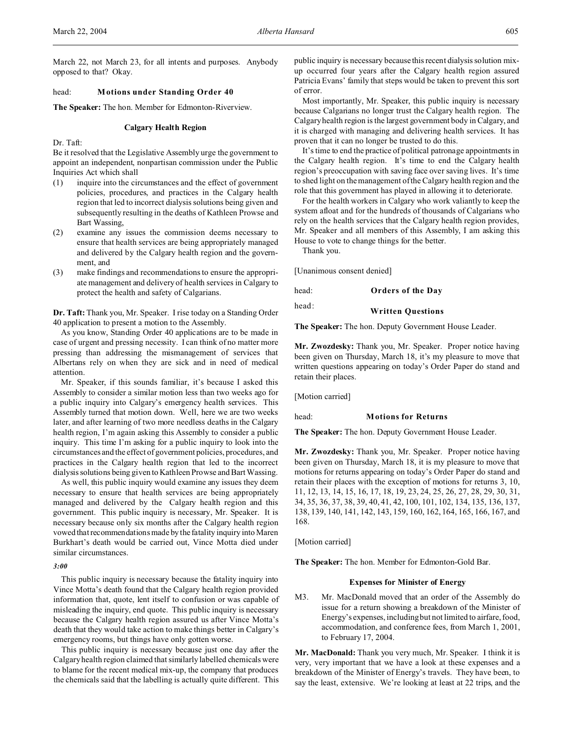March 22, not March 23, for all intents and purposes. Anybody opposed to that? Okay.

head: **Motions under Standing Order 40**

**The Speaker:** The hon. Member for Edmonton-Riverview.

### Calgary Health Region

Dr. Taft:

Be it resolved that the Legislative Assembly urge the government to appoint an independent, nonpartisan commission under the Public Inquiries Act which shall

(1) inquire into the circumstances and the effect of government policies, procedures, and practices in the Calgary health region that led to incorrect dialysis solutions being given and subsequently resulting in the deaths of Kathleen Prowse and Bart Wassing,

(2) examine any issues the commission deems necessary to ensure that health services are being appropriately managed and delivered by the Calgary health region and the government, and

(3) make findings and recommendations to ensure the appropriate management and delivery of health services in Calgary to protect the health and safety of Calgarians.

**Dr. Taft:** Thank you, Mr. Speaker. I rise today on a Standing Order 40 application to present a motion to the Assembly.

As you know, Standing Order 40 applications are to be made in case of urgent and pressing necessity. I can think of no matter more pressing than addressing the mismanagement of services that Albertans rely on when they are sick and in need of medical attention.

Mr. Speaker, if this sounds familiar, it's because I asked this Assembly to consider a similar motion less than two weeks ago for a public inquiry into Calgary's emergency health services. This Assembly turned that motion down. Well, here we are two weeks later, and after learning of two more needless deaths in the Calgary health region, I'm again asking this Assembly to consider a public inquiry. This time I'm asking for a public inquiry to look into the circumstances and the effect of government policies, procedures, and practices in the Calgary health region that led to the incorrect dialysis solutions being given to Kathleen Prowse and Bart Wassing.

As well, this public inquiry would examine any issues they deem necessary to ensure that health services are being appropriately managed and delivered by the Calgary health region and this government. This public inquiry is necessary, Mr. Speaker. It is necessary because only six months after the Calgary health region vowed that recommendations made by the fatality inquiry into Maren Burkhart's death would be carried out, Vince Motta died under similar circumstances.

*3:00*

This public inquiry is necessary because the fatality inquiry into Vince Motta's death found that the Calgary health region provided information that, quote, lent itself to confusion or was capable of misleading the inquiry, end quote. This public inquiry is necessary because the Calgary health region assured us after Vince Motta's death that they would take action to make things better in Calgary's emergency rooms, but things have only gotten worse.

This public inquiry is necessary because just one day after the Calgary health region claimed that similarly labelled chemicals were to blame for the recent medical mix-up, the company that produces the chemicals said that the labelling is actually quite different. This public inquiry is necessary because this recent dialysis solution mix-up occurred four years after the Calgary health region assured Patricia Evans' family that steps would be taken to prevent this sort of error.

Most importantly, Mr. Speaker, this public inquiry is necessary because Calgarians no longer trust the Calgary health region. The Calgary health region is the largest government body in Calgary, and it is charged with managing and delivering health services. It has proven that it can no longer be trusted to do this.

It's time to end the practice of political patronage appointments in the Calgary health region. It's time to end the Calgary health region's preoccupation with saving face over saving lives. It's time to shed light on the management of the Calgary health region and the role that this government has played in allowing it to deteriorate.

For the health workers in Calgary who work valiantly to keep the system afloat and for the hundreds of thousands of Calgarians who rely on the health services that the Calgary health region provides, Mr. Speaker and all members of this Assembly, I am asking this House to vote to change things for the better.

Thank you.

[Unanimous consent denied]

head: **Orders of the Day**

head: **Written Questions**

**The Speaker:** The hon. Deputy Government House Leader.

**Mr. Zwozdesky:** Thank you, Mr. Speaker. Proper notice having been given on Thursday, March 18, it's my pleasure to move that written questions appearing on today's Order Paper do stand and retain their places.

[Motion carried]

head: **Motions for Returns**

**The Speaker:** The hon. Deputy Government House Leader.

**Mr. Zwozdesky:** Thank you, Mr. Speaker. Proper notice having been given on Thursday, March 18, it is my pleasure to move that motions for returns appearing on today's Order Paper do stand and retain their places with the exception of motions for returns 3, 10, 11, 12, 13, 14, 15, 16, 17, 18, 19, 23, 24, 25, 26, 27, 28, 29, 30, 31, 34, 35, 36, 37, 38, 39, 40, 41, 42, 100, 101, 102, 134, 135, 136, 137, 138, 139, 140, 141, 142, 143, 159, 160, 162, 164, 165, 166, 167, and 168.

[Motion carried]

**The Speaker:** The hon. Member for Edmonton-Gold Bar.

### Expenses for Minister of Energy

M3. Mr. MacDonald moved that an order of the Assembly do issue for a return showing a breakdown of the Minister of Energy's expenses, including but not limited to airfare, food, accommodation, and conference fees, from March 1, 2001, to February 17, 2004.

**Mr. MacDonald:** Thank you very much, Mr. Speaker. I think it is very, very important that we have a look at these expenses and a breakdown of the Minister of Energy's travels. They have been, to say the least, extensive. We're looking at least at 22 trips, and the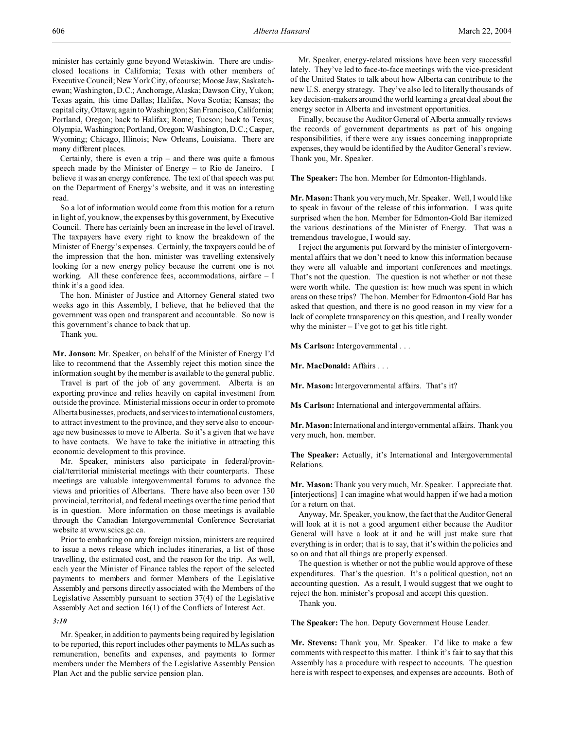minister has certainly gone beyond Wetaskiwin. There are undisclosed locations in California; Texas with other members of Executive Council; New York City, of course; Moose Jaw, Saskatchewan; Washington, D.C.; Anchorage, Alaska; Dawson City, Yukon; Texas again, this time Dallas; Halifax, Nova Scotia; Kansas; the capital city, Ottawa; again to Washington; San Francisco, California; Portland, Oregon; back to Halifax; Rome; Tucson; back to Texas; Olympia, Washington; Portland, Oregon; Washington, D.C.; Casper, Wyoming; Chicago, Illinois; New Orleans, Louisiana. There are many different places.

Certainly, there is even a trip – and there was quite a famous speech made by the Minister of Energy – to Rio de Janeiro. I believe it was an energy conference. The text of that speech was put on the Department of Energy's website, and it was an interesting read.

So a lot of information would come from this motion for a return in light of, you know, the expenses by this government, by Executive Council. There has certainly been an increase in the level of travel. The taxpayers have every right to know the breakdown of the Minister of Energy's expenses. Certainly, the taxpayers could be of the impression that the hon. minister was travelling extensively looking for a new energy policy because the current one is not working. All these conference fees, accommodations, airfare – I think it's a good idea.

The hon. Minister of Justice and Attorney General stated two weeks ago in this Assembly, I believe, that he believed that the government was open and transparent and accountable. So now is this government's chance to back that up.

Thank you.

**Mr. Jonson:** Mr. Speaker, on behalf of the Minister of Energy I'd like to recommend that the Assembly reject this motion since the information sought by the member is available to the general public.

Travel is part of the job of any government. Alberta is an exporting province and relies heavily on capital investment from outside the province. Ministerial missions occur in order to promote Alberta businesses, products, and services to international customers, to attract investment to the province, and they serve also to encourage new businesses to move to Alberta. So it's a given that we have to have contacts. We have to take the initiative in attracting this economic development to this province.

Mr. Speaker, ministers also participate in federal/provincial/territorial ministerial meetings with their counterparts. These meetings are valuable intergovernmental forums to advance the views and priorities of Albertans. There have also been over 130 provincial, territorial, and federal meetings over the time period that is in question. More information on those meetings is available through the Canadian Intergovernmental Conference Secretariat website at www.scics.gc.ca.

Prior to embarking on any foreign mission, ministers are required to issue a news release which includes itineraries, a list of those travelling, the estimated cost, and the reason for the trip. As well, each year the Minister of Finance tables the report of the selected payments to members and former Members of the Legislative Assembly and persons directly associated with the Members of the Legislative Assembly pursuant to section 37(4) of the Legislative Assembly Act and section 16(1) of the Conflicts of Interest Act.

*3:10*

Mr. Speaker, in addition to payments being required by legislation to be reported, this report includes other payments to MLAs such as remuneration, benefits and expenses, and payments to former members under the Members of the Legislative Assembly Pension Plan Act and the public service pension plan.

Mr. Speaker, energy-related missions have been very successful lately. They've led to face-to-face meetings with the vice-president of the United States to talk about how Alberta can contribute to the new U.S. energy strategy. They've also led to literally thousands of key decision-makers around the world learning a great deal about the energy sector in Alberta and investment opportunities.

Finally, because the Auditor General of Alberta annually reviews the records of government departments as part of his ongoing responsibilities, if there were any issues concerning inappropriate expenses, they would be identified by the Auditor General's review. Thank you, Mr. Speaker.

**The Speaker:** The hon. Member for Edmonton-Highlands.

**Mr. Mason:** Thank you very much, Mr. Speaker. Well, I would like to speak in favour of the release of this information. I was quite surprised when the hon. Member for Edmonton-Gold Bar itemized the various destinations of the Minister of Energy. That was a tremendous travelogue, I would say.

I reject the arguments put forward by the minister of intergovernmental affairs that we don't need to know this information because they were all valuable and important conferences and meetings. That's not the question. The question is not whether or not these were worth while. The question is: how much was spent in which areas on these trips? The hon. Member for Edmonton-Gold Bar has asked that question, and there is no good reason in my view for a lack of complete transparency on this question, and I really wonder why the minister – I've got to get his title right.

**Ms Carlson:** Intergovernmental . . .

**Mr. MacDonald:** Affairs . . .

**Mr. Mason:** Intergovernmental affairs. That's it?

**Ms Carlson:** International and intergovernmental affairs.

**Mr. Mason:** International and intergovernmental affairs. Thank you very much, hon. member.

**The Speaker:** Actually, it's International and Intergovernmental Relations.

**Mr. Mason:** Thank you very much, Mr. Speaker. I appreciate that. [interjections] I can imagine what would happen if we had a motion for a return on that.

Anyway, Mr. Speaker, you know, the fact that the Auditor General will look at it is not a good argument either because the Auditor General will have a look at it and he will just make sure that everything is in order; that is to say, that it's within the policies and so on and that all things are properly expensed.

The question is whether or not the public would approve of these expenditures. That's the question. It's a political question, not an accounting question. As a result, I would suggest that we ought to reject the hon. minister's proposal and accept this question.

Thank you.

**The Speaker:** The hon. Deputy Government House Leader.

**Mr. Stevens:** Thank you, Mr. Speaker. I'd like to make a few comments with respect to this matter. I think it's fair to say that this Assembly has a procedure with respect to accounts. The question here is with respect to expenses, and expenses are accounts. Both of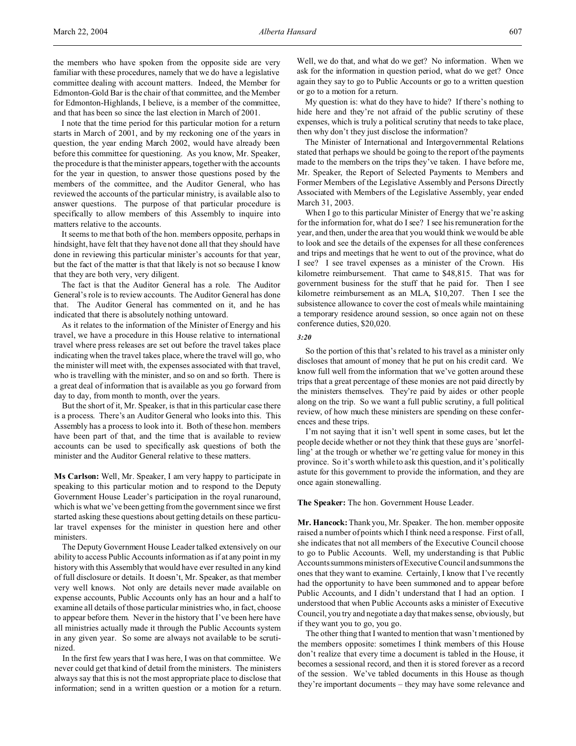the members who have spoken from the opposite side are very familiar with these procedures, namely that we do have a legislative committee dealing with account matters. Indeed, the Member for Edmonton-Gold Bar is the chair of that committee, and the Member for Edmonton-Highlands, I believe, is a member of the committee, and that has been so since the last election in March of 2001.

I note that the time period for this particular motion for a return starts in March of 2001, and by my reckoning one of the years in question, the year ending March 2002, would have already been before this committee for questioning. As you know, Mr. Speaker, the procedure is that the minister appears, together with the accounts for the year in question, to answer those questions posed by the members of the committee, and the Auditor General, who has reviewed the accounts of the particular ministry, is available also to answer questions. The purpose of that particular procedure is specifically to allow members of this Assembly to inquire into matters relative to the accounts.

It seems to me that both of the hon. members opposite, perhaps in hindsight, have felt that they have not done all that they should have done in reviewing this particular minister's accounts for that year, but the fact of the matter is that that likely is not so because I know that they are both very, very diligent.

The fact is that the Auditor General has a role. The Auditor General's role is to review accounts. The Auditor General has done that. The Auditor General has commented on it, and he has indicated that there is absolutely nothing untoward.

As it relates to the information of the Minister of Energy and his travel, we have a procedure in this House relative to international travel where press releases are set out before the travel takes place indicating when the travel takes place, where the travel will go, who the minister will meet with, the expenses associated with that travel, who is travelling with the minister, and so on and so forth. There is a great deal of information that is available as you go forward from day to day, from month to month, over the years.

But the short of it, Mr. Speaker, is that in this particular case there is a process. There's an Auditor General who looks into this. This Assembly has a process to look into it. Both of these hon. members have been part of that, and the time that is available to review accounts can be used to specifically ask questions of both the minister and the Auditor General relative to these matters.

**Ms Carlson:** Well, Mr. Speaker, I am very happy to participate in speaking to this particular motion and to respond to the Deputy Government House Leader's participation in the royal runaround, which is what we've been getting from the government since we first started asking these questions about getting details on these particular travel expenses for the minister in question here and other ministers.

The Deputy Government House Leader talked extensively on our ability to access Public Accounts information as if at any point in my history with this Assembly that would have ever resulted in any kind of full disclosure or details. It doesn't, Mr. Speaker, as that member very well knows. Not only are details never made available on expense accounts, Public Accounts only has an hour and a half to examine all details of those particular ministries who, in fact, choose to appear before them. Never in the history that I've been here have all ministries actually made it through the Public Accounts system in any given year. So some are always not available to be scrutinized.

In the first few years that I was here, I was on that committee. We never could get that kind of detail from the ministers. The ministers always say that this is not the most appropriate place to disclose that information; send in a written question or a motion for a return. Well, we do that, and what do we get? No information. When we ask for the information in question period, what do we get? Once again they say to go to Public Accounts or go to a written question or go to a motion for a return.

My question is: what do they have to hide? If there's nothing to hide here and they're not afraid of the public scrutiny of these expenses, which is truly a political scrutiny that needs to take place, then why don't they just disclose the information?

The Minister of International and Intergovernmental Relations stated that perhaps we should be going to the report of the payments made to the members on the trips they've taken. I have before me, Mr. Speaker, the Report of Selected Payments to Members and Former Members of the Legislative Assembly and Persons Directly Associated with Members of the Legislative Assembly, year ended March 31, 2003.

When I go to this particular Minister of Energy that we're asking for the information for, what do I see? I see his remuneration for the year, and then, under the area that you would think we would be able to look and see the details of the expenses for all these conferences and trips and meetings that he went to out of the province, what do I see? I see travel expenses as a minister of the Crown. His kilometre reimbursement. That came to $48,815. That was for government business for the stuff that he paid for. Then I see kilometre reimbursement as an MLA, $10,207. Then I see the subsistence allowance to cover the cost of meals while maintaining a temporary residence around session, so once again not on these conference duties, $20,020.

*3:20*

So the portion of this that's related to his travel as a minister only discloses that amount of money that he put on his credit card. We know full well from the information that we've gotten around these trips that a great percentage of these monies are not paid directly by the ministers themselves. They're paid by aides or other people along on the trip. So we want a full public scrutiny, a full political review, of how much these ministers are spending on these conferences and these trips.

I'm not saying that it isn't well spent in some cases, but let the people decide whether or not they think that these guys are 'snorfelling' at the trough or whether we're getting value for money in this province. So it's worth while to ask this question, and it's politically astute for this government to provide the information, and they are once again stonewalling.

**The Speaker:** The hon. Government House Leader.

**Mr. Hancock:** Thank you, Mr. Speaker. The hon. member opposite raised a number of points which I think need a response. First of all, she indicates that not all members of the Executive Council choose to go to Public Accounts. Well, my understanding is that Public Accounts summons ministers of Executive Council and summons the ones that they want to examine. Certainly, I know that I've recently had the opportunity to have been summoned and to appear before Public Accounts, and I didn't understand that I had an option. I understood that when Public Accounts asks a minister of Executive Council, you try and negotiate a day that makes sense, obviously, but if they want you to go, you go.

The other thing that I wanted to mention that wasn't mentioned by the members opposite: sometimes I think members of this House don't realize that every time a document is tabled in the House, it becomes a sessional record, and then it is stored forever as a record of the session. We've tabled documents in this House as though they're important documents – they may have some relevance and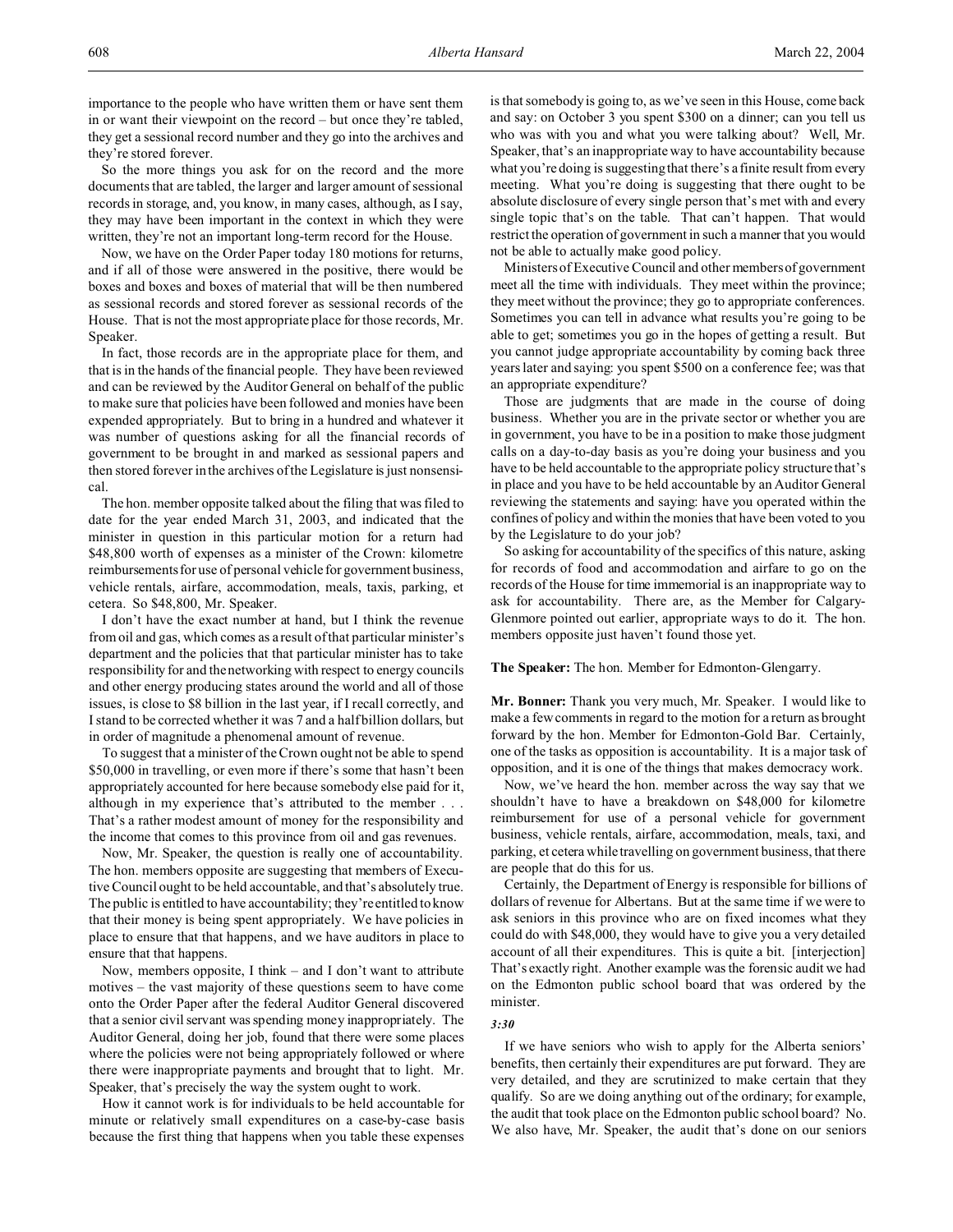importance to the people who have written them or have sent them in or want their viewpoint on the record – but once they're tabled, they get a sessional record number and they go into the archives and they're stored forever.

So the more things you ask for on the record and the more documents that are tabled, the larger and larger amount of sessional records in storage, and, you know, in many cases, although, as I say, they may have been important in the context in which they were written, they're not an important long-term record for the House.

Now, we have on the Order Paper today 180 motions for returns, and if all of those were answered in the positive, there would be boxes and boxes and boxes of material that will be then numbered as sessional records and stored forever as sessional records of the House. That is not the most appropriate place for those records, Mr. Speaker.

In fact, those records are in the appropriate place for them, and that is in the hands of the financial people. They have been reviewed and can be reviewed by the Auditor General on behalf of the public to make sure that policies have been followed and monies have been expended appropriately. But to bring in a hundred and whatever it was number of questions asking for all the financial records of government to be brought in and marked as sessional papers and then stored forever in the archives of the Legislature is just nonsensical.

The hon. member opposite talked about the filing that was filed to date for the year ended March 31, 2003, and indicated that the minister in question in this particular motion for a return had $48,800 worth of expenses as a minister of the Crown: kilometre reimbursements for use of personal vehicle for government business, vehicle rentals, airfare, accommodation, meals, taxis, parking, et cetera. So $48,800, Mr. Speaker.

I don't have the exact number at hand, but I think the revenue from oil and gas, which comes as a result of that particular minister's department and the policies that that particular minister has to take responsibility for and the networking with respect to energy councils and other energy producing states around the world and all of those issues, is close to $8 billion in the last year, if I recall correctly, and I stand to be corrected whether it was 7 and a half billion dollars, but in order of magnitude a phenomenal amount of revenue.

To suggest that a minister of the Crown ought not be able to spend $50,000 in travelling, or even more if there's some that hasn't been appropriately accounted for here because somebody else paid for it, although in my experience that's attributed to the member . . . That's a rather modest amount of money for the responsibility and the income that comes to this province from oil and gas revenues.

Now, Mr. Speaker, the question is really one of accountability. The hon. members opposite are suggesting that members of Executive Council ought to be held accountable, and that's absolutely true. The public is entitled to have accountability; they're entitled to know that their money is being spent appropriately. We have policies in place to ensure that that happens, and we have auditors in place to ensure that that happens.

Now, members opposite, I think – and I don't want to attribute motives – the vast majority of these questions seem to have come onto the Order Paper after the federal Auditor General discovered that a senior civil servant was spending money inappropriately. The Auditor General, doing her job, found that there were some places where the policies were not being appropriately followed or where there were inappropriate payments and brought that to light. Mr. Speaker, that's precisely the way the system ought to work.

How it cannot work is for individuals to be held accountable for minute or relatively small expenditures on a case-by-case basis because the first thing that happens when you table these expenses is that somebody is going to, as we've seen in this House, come back and say: on October 3 you spent $300 on a dinner; can you tell us who was with you and what you were talking about? Well, Mr. Speaker, that's an inappropriate way to have accountability because what you're doing is suggesting that there's a finite result from every meeting. What you're doing is suggesting that there ought to be absolute disclosure of every single person that's met with and every single topic that's on the table. That can't happen. That would restrict the operation of government in such a manner that you would not be able to actually make good policy.

Ministers of Executive Council and other members of government meet all the time with individuals. They meet within the province; they meet without the province; they go to appropriate conferences. Sometimes you can tell in advance what results you're going to be able to get; sometimes you go in the hopes of getting a result. But you cannot judge appropriate accountability by coming back three years later and saying: you spent $500 on a conference fee; was that an appropriate expenditure?

Those are judgments that are made in the course of doing business. Whether you are in the private sector or whether you are in government, you have to be in a position to make those judgment calls on a day-to-day basis as you're doing your business and you have to be held accountable to the appropriate policy structure that's in place and you have to be held accountable by an Auditor General reviewing the statements and saying: have you operated within the confines of policy and within the monies that have been voted to you by the Legislature to do your job?

So asking for accountability of the specifics of this nature, asking for records of food and accommodation and airfare to go on the records of the House for time immemorial is an inappropriate way to ask for accountability. There are, as the Member for Calgary-Glenmore pointed out earlier, appropriate ways to do it. The hon. members opposite just haven't found those yet.

**The Speaker:** The hon. Member for Edmonton-Glengarry.

**Mr. Bonner:** Thank you very much, Mr. Speaker. I would like to make a few comments in regard to the motion for a return as brought forward by the hon. Member for Edmonton-Gold Bar. Certainly, one of the tasks as opposition is accountability. It is a major task of opposition, and it is one of the things that makes democracy work.

Now, we've heard the hon. member across the way say that we shouldn't have to have a breakdown on $48,000 for kilometre reimbursement for use of a personal vehicle for government business, vehicle rentals, airfare, accommodation, meals, taxi, and parking, et cetera while travelling on government business, that there are people that do this for us.

Certainly, the Department of Energy is responsible for billions of dollars of revenue for Albertans. But at the same time if we were to ask seniors in this province who are on fixed incomes what they could do with $48,000, they would have to give you a very detailed account of all their expenditures. This is quite a bit. [interjection] That's exactly right. Another example was the forensic audit we had on the Edmonton public school board that was ordered by the minister.

*3:30*

If we have seniors who wish to apply for the Alberta seniors' benefits, then certainly their expenditures are put forward. They are very detailed, and they are scrutinized to make certain that they qualify. So are we doing anything out of the ordinary; for example, the audit that took place on the Edmonton public school board? No. We also have, Mr. Speaker, the audit that's done on our seniors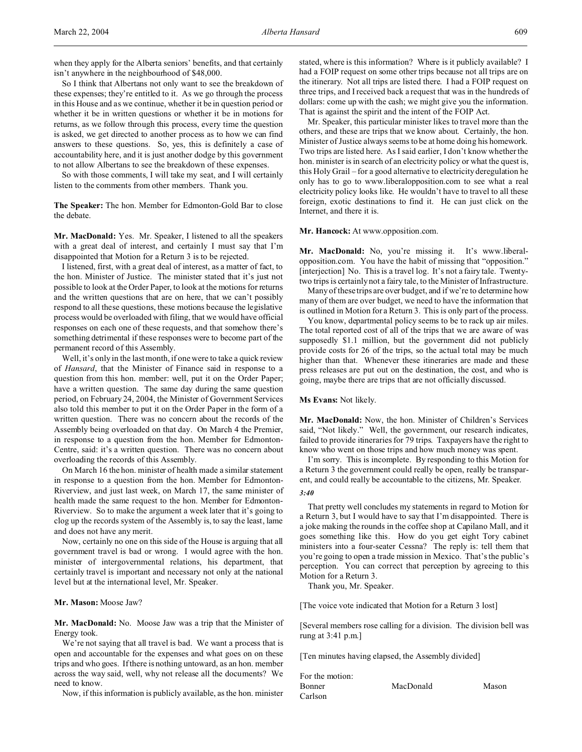when they apply for the Alberta seniors' benefits, and that certainly isn't anywhere in the neighbourhood of $48,000.

So I think that Albertans not only want to see the breakdown of these expenses; they're entitled to it. As we go through the process in this House and as we continue, whether it be in question period or whether it be in written questions or whether it be in motions for returns, as we follow through this process, every time the question is asked, we get directed to another process as to how we can find answers to these questions. So, yes, this is definitely a case of accountability here, and it is just another dodge by this government to not allow Albertans to see the breakdown of these expenses.

So with those comments, I will take my seat, and I will certainly listen to the comments from other members. Thank you.

**The Speaker:** The hon. Member for Edmonton-Gold Bar to close the debate.

**Mr. MacDonald:** Yes. Mr. Speaker, I listened to all the speakers with a great deal of interest, and certainly I must say that I'm disappointed that Motion for a Return 3 is to be rejected.

I listened, first, with a great deal of interest, as a matter of fact, to the hon. Minister of Justice. The minister stated that it's just not possible to look at the Order Paper, to look at the motions for returns and the written questions that are on here, that we can't possibly respond to all these questions, these motions because the legislative process would be overloaded with filing, that we would have official responses on each one of these requests, and that somehow there's something detrimental if these responses were to become part of the permanent record of this Assembly.

Well, it's only in the last month, if one were to take a quick review of *Hansard*, that the Minister of Finance said in response to a question from this hon. member: well, put it on the Order Paper; have a written question. The same day during the same question period, on February 24, 2004, the Minister of Government Services also told this member to put it on the Order Paper in the form of a written question. There was no concern about the records of the Assembly being overloaded on that day. On March 4 the Premier, in response to a question from the hon. Member for Edmonton-Centre, said: it's a written question. There was no concern about overloading the records of this Assembly.

On March 16 the hon. minister of health made a similar statement in response to a question from the hon. Member for Edmonton-Riverview, and just last week, on March 17, the same minister of health made the same request to the hon. Member for Edmonton-Riverview. So to make the argument a week later that it's going to clog up the records system of the Assembly is, to say the least, lame and does not have any merit.

Now, certainly no one on this side of the House is arguing that all government travel is bad or wrong. I would agree with the hon. minister of intergovernmental relations, his department, that certainly travel is important and necessary not only at the national level but at the international level, Mr. Speaker.

**Mr. Mason:** Moose Jaw?

**Mr. MacDonald:** No. Moose Jaw was a trip that the Minister of Energy took.

We're not saying that all travel is bad. We want a process that is open and accountable for the expenses and what goes on on these trips and who goes. If there is nothing untoward, as an hon. member across the way said, well, why not release all the documents? We need to know.

Now, if this information is publicly available, as the hon. minister stated, where is this information? Where is it publicly available? I had a FOIP request on some other trips because not all trips are on the itinerary. Not all trips are listed there. I had a FOIP request on three trips, and I received back a request that was in the hundreds of dollars: come up with the cash; we might give you the information. That is against the spirit and the intent of the FOIP Act.

Mr. Speaker, this particular minister likes to travel more than the others, and these are trips that we know about. Certainly, the hon. Minister of Justice always seems to be at home doing his homework. Two trips are listed here. As I said earlier, I don't know whether the hon. minister is in search of an electricity policy or what the quest is, this Holy Grail – for a good alternative to electricity deregulation he only has to go to www.liberalopposition.com to see what a real electricity policy looks like. He wouldn't have to travel to all these foreign, exotic destinations to find it. He can just click on the Internet, and there it is.

**Mr. Hancock:** At www.opposition.com.

**Mr. MacDonald:** No, you're missing it. It's www.liberal-opposition.com. You have the habit of missing that "opposition." [interjection] No. This is a travel log. It's not a fairy tale. Twenty-two trips is certainly not a fairy tale, to the Minister of Infrastructure.

Many of these trips are over budget, and if we're to determine how many of them are over budget, we need to have the information that is outlined in Motion for a Return 3. This is only part of the process.

You know, departmental policy seems to be to rack up air miles. The total reported cost of all of the trips that we are aware of was supposedly $1.1 million, but the government did not publicly provide costs for 26 of the trips, so the actual total may be much higher than that. Whenever these itineraries are made and these press releases are put out on the destination, the cost, and who is going, maybe there are trips that are not officially discussed.

**Ms Evans:** Not likely.

**Mr. MacDonald:** Now, the hon. Minister of Children's Services said, "Not likely." Well, the government, our research indicates, failed to provide itineraries for 79 trips. Taxpayers have the right to know who went on those trips and how much money was spent.

I'm sorry. This is incomplete. By responding to this Motion for a Return 3 the government could really be open, really be transparent, and could really be accountable to the citizens, Mr. Speaker.

*3:40*

That pretty well concludes my statements in regard to Motion for a Return 3, but I would have to say that I'm disappointed. There is a joke making the rounds in the coffee shop at Capilano Mall, and it goes something like this. How do you get eight Tory cabinet ministers into a four-seater Cessna? The reply is: tell them that you're going to open a trade mission in Mexico. That's the public's perception. You can correct that perception by agreeing to this Motion for a Return 3.

Thank you, Mr. Speaker.

[The voice vote indicated that Motion for a Return 3 lost]

[Several members rose calling for a division. The division bell was rung at 3:41 p.m.]

[Ten minutes having elapsed, the Assembly divided]

For the motion:

| | | |
|---|---|---|
| Bonner | MacDonald | Mason |
| Carlson | | |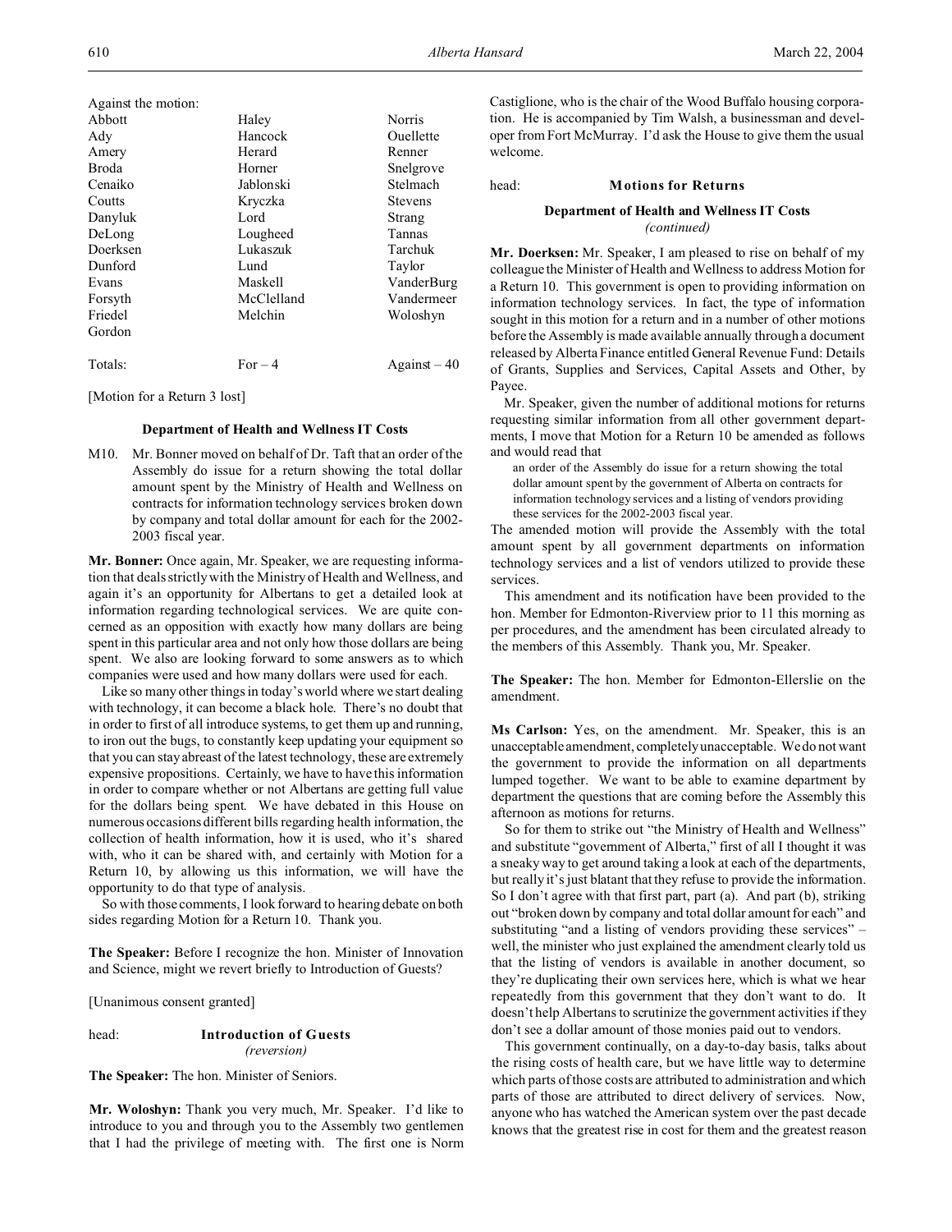Against the motion:

| | | |
|---|---|---|
| Abbott | Haley | Norris |
| Ady | Hancock | Ouellette |
| Amery | Herard | Renner |
| Broda | Horner | Snelgrove |
| Cenaiko | Jablonski | Stelmach |
| Coutts | Kryczka | Stevens |
| Danyluk | Lord | Strang |
| DeLong | Lougheed | Tannas |
| Doerksen | Lukaszuk | Tarchuk |
| Dunford | Lund | Taylor |
| Evans | Maskell | VanderBurg |
| Forsyth | McClelland | Vandermeer |
| Friedel | Melchin | Woloshyn |
| Gordon | | |
| Totals: | For – 4 | Against – 40 |

[Motion for a Return 3 lost]

### Department of Health and Wellness IT Costs

M10. Mr. Bonner moved on behalf of Dr. Taft that an order of the Assembly do issue for a return showing the total dollar amount spent by the Ministry of Health and Wellness on contracts for information technology services broken down by company and total dollar amount for each for the 2002-2003 fiscal year.

**Mr. Bonner:** Once again, Mr. Speaker, we are requesting information that deals strictly with the Ministry of Health and Wellness, and again it's an opportunity for Albertans to get a detailed look at information regarding technological services. We are quite concerned as an opposition with exactly how many dollars are being spent in this particular area and not only how those dollars are being spent. We also are looking forward to some answers as to which companies were used and how many dollars were used for each.

Like so many other things in today's world where we start dealing with technology, it can become a black hole. There's no doubt that in order to first of all introduce systems, to get them up and running, to iron out the bugs, to constantly keep updating your equipment so that you can stay abreast of the latest technology, these are extremely expensive propositions. Certainly, we have to have this information in order to compare whether or not Albertans are getting full value for the dollars being spent. We have debated in this House on numerous occasions different bills regarding health information, the collection of health information, how it is used, who it's shared with, who it can be shared with, and certainly with Motion for a Return 10, by allowing us this information, we will have the opportunity to do that type of analysis.

So with those comments, I look forward to hearing debate on both sides regarding Motion for a Return 10. Thank you.

**The Speaker:** Before I recognize the hon. Minister of Innovation and Science, might we revert briefly to Introduction of Guests?

[Unanimous consent granted]

head: **Introduction of Guests**
*(reversion)*

**The Speaker:** The hon. Minister of Seniors.

**Mr. Woloshyn:** Thank you very much, Mr. Speaker. I'd like to introduce to you and through you to the Assembly two gentlemen that I had the privilege of meeting with. The first one is Norm Castiglione, who is the chair of the Wood Buffalo housing corporation. He is accompanied by Tim Walsh, a businessman and developer from Fort McMurray. I'd ask the House to give them the usual welcome.

head: **Motions for Returns**

### Department of Health and Wellness IT Costs
*(continued)*

**Mr. Doerksen:** Mr. Speaker, I am pleased to rise on behalf of my colleague the Minister of Health and Wellness to address Motion for a Return 10. This government is open to providing information on information technology services. In fact, the type of information sought in this motion for a return and in a number of other motions before the Assembly is made available annually through a document released by Alberta Finance entitled General Revenue Fund: Details of Grants, Supplies and Services, Capital Assets and Other, by Payee.

Mr. Speaker, given the number of additional motions for returns requesting similar information from all other government departments, I move that Motion for a Return 10 be amended as follows and would read that

> an order of the Assembly do issue for a return showing the total dollar amount spent by the government of Alberta on contracts for information technology services and a listing of vendors providing these services for the 2002-2003 fiscal year.

The amended motion will provide the Assembly with the total amount spent by all government departments on information technology services and a list of vendors utilized to provide these services.

This amendment and its notification have been provided to the hon. Member for Edmonton-Riverview prior to 11 this morning as per procedures, and the amendment has been circulated already to the members of this Assembly. Thank you, Mr. Speaker.

**The Speaker:** The hon. Member for Edmonton-Ellerslie on the amendment.

**Ms Carlson:** Yes, on the amendment. Mr. Speaker, this is an unacceptable amendment, completely unacceptable. We do not want the government to provide the information on all departments lumped together. We want to be able to examine department by department the questions that are coming before the Assembly this afternoon as motions for returns.

So for them to strike out "the Ministry of Health and Wellness" and substitute "government of Alberta," first of all I thought it was a sneaky way to get around taking a look at each of the departments, but really it's just blatant that they refuse to provide the information. So I don't agree with that first part, part (a). And part (b), striking out "broken down by company and total dollar amount for each" and substituting "and a listing of vendors providing these services" – well, the minister who just explained the amendment clearly told us that the listing of vendors is available in another document, so they're duplicating their own services here, which is what we hear repeatedly from this government that they don't want to do. It doesn't help Albertans to scrutinize the government activities if they don't see a dollar amount of those monies paid out to vendors.

This government continually, on a day-to-day basis, talks about the rising costs of health care, but we have little way to determine which parts of those costs are attributed to administration and which parts of those are attributed to direct delivery of services. Now, anyone who has watched the American system over the past decade knows that the greatest rise in cost for them and the greatest reason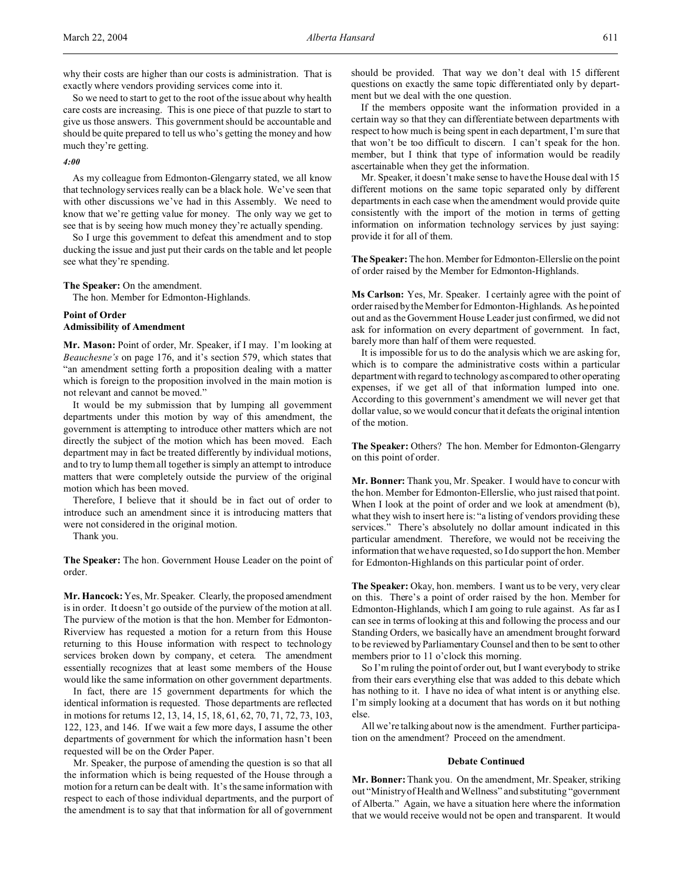why their costs are higher than our costs is administration. That is exactly where vendors providing services come into it.

So we need to start to get to the root of the issue about why health care costs are increasing. This is one piece of that puzzle to start to give us those answers. This government should be accountable and should be quite prepared to tell us who's getting the money and how much they're getting.

*4:00*

As my colleague from Edmonton-Glengarry stated, we all know that technology services really can be a black hole. We've seen that with other discussions we've had in this Assembly. We need to know that we're getting value for money. The only way we get to see that is by seeing how much money they're actually spending.

So I urge this government to defeat this amendment and to stop ducking the issue and just put their cards on the table and let people see what they're spending.

**The Speaker:** On the amendment.

The hon. Member for Edmonton-Highlands.

### Point of Order
### Admissibility of Amendment

**Mr. Mason:** Point of order, Mr. Speaker, if I may. I'm looking at *Beauchesne's* on page 176, and it's section 579, which states that "an amendment setting forth a proposition dealing with a matter which is foreign to the proposition involved in the main motion is not relevant and cannot be moved."

It would be my submission that by lumping all government departments under this motion by way of this amendment, the government is attempting to introduce other matters which are not directly the subject of the motion which has been moved. Each department may in fact be treated differently by individual motions, and to try to lump them all together is simply an attempt to introduce matters that were completely outside the purview of the original motion which has been moved.

Therefore, I believe that it should be in fact out of order to introduce such an amendment since it is introducing matters that were not considered in the original motion.

Thank you.

**The Speaker:** The hon. Government House Leader on the point of order.

**Mr. Hancock:** Yes, Mr. Speaker. Clearly, the proposed amendment is in order. It doesn't go outside of the purview of the motion at all. The purview of the motion is that the hon. Member for Edmonton-Riverview has requested a motion for a return from this House returning to this House information with respect to technology services broken down by company, et cetera. The amendment essentially recognizes that at least some members of the House would like the same information on other government departments.

In fact, there are 15 government departments for which the identical information is requested. Those departments are reflected in motions for returns 12, 13, 14, 15, 18, 61, 62, 70, 71, 72, 73, 103, 122, 123, and 146. If we wait a few more days, I assume the other departments of government for which the information hasn't been requested will be on the Order Paper.

Mr. Speaker, the purpose of amending the question is so that all the information which is being requested of the House through a motion for a return can be dealt with. It's the same information with respect to each of those individual departments, and the purport of the amendment is to say that that information for all of government should be provided. That way we don't deal with 15 different questions on exactly the same topic differentiated only by department but we deal with the one question.

If the members opposite want the information provided in a certain way so that they can differentiate between departments with respect to how much is being spent in each department, I'm sure that that won't be too difficult to discern. I can't speak for the hon. member, but I think that type of information would be readily ascertainable when they get the information.

Mr. Speaker, it doesn't make sense to have the House deal with 15 different motions on the same topic separated only by different departments in each case when the amendment would provide quite consistently with the import of the motion in terms of getting information on information technology services by just saying: provide it for all of them.

**The Speaker:** The hon. Member for Edmonton-Ellerslie on the point of order raised by the Member for Edmonton-Highlands.

**Ms Carlson:** Yes, Mr. Speaker. I certainly agree with the point of order raised by the Member for Edmonton-Highlands. As he pointed out and as the Government House Leader just confirmed, we did not ask for information on every department of government. In fact, barely more than half of them were requested.

It is impossible for us to do the analysis which we are asking for, which is to compare the administrative costs within a particular department with regard to technology as compared to other operating expenses, if we get all of that information lumped into one. According to this government's amendment we will never get that dollar value, so we would concur that it defeats the original intention of the motion.

**The Speaker:** Others? The hon. Member for Edmonton-Glengarry on this point of order.

**Mr. Bonner:** Thank you, Mr. Speaker. I would have to concur with the hon. Member for Edmonton-Ellerslie, who just raised that point. When I look at the point of order and we look at amendment (b), what they wish to insert here is: "a listing of vendors providing these services." There's absolutely no dollar amount indicated in this particular amendment. Therefore, we would not be receiving the information that we have requested, so I do support the hon. Member for Edmonton-Highlands on this particular point of order.

**The Speaker:** Okay, hon. members. I want us to be very, very clear on this. There's a point of order raised by the hon. Member for Edmonton-Highlands, which I am going to rule against. As far as I can see in terms of looking at this and following the process and our Standing Orders, we basically have an amendment brought forward to be reviewed by Parliamentary Counsel and then to be sent to other members prior to 11 o'clock this morning.

So I'm ruling the point of order out, but I want everybody to strike from their ears everything else that was added to this debate which has nothing to it. I have no idea of what intent is or anything else. I'm simply looking at a document that has words on it but nothing else.

All we're talking about now is the amendment. Further participation on the amendment? Proceed on the amendment.

### Debate Continued

**Mr. Bonner:** Thank you. On the amendment, Mr. Speaker, striking out "Ministry of Health and Wellness" and substituting "government of Alberta." Again, we have a situation here where the information that we would receive would not be open and transparent. It would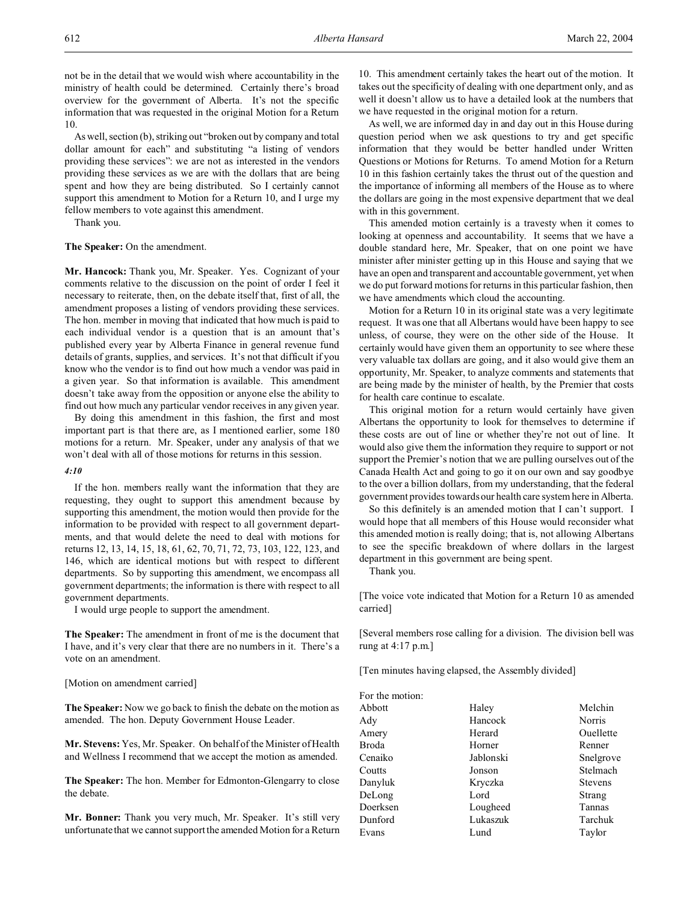not be in the detail that we would wish where accountability in the ministry of health could be determined. Certainly there's broad overview for the government of Alberta. It's not the specific information that was requested in the original Motion for a Return 10.

As well, section (b), striking out "broken out by company and total dollar amount for each" and substituting "a listing of vendors providing these services": we are not as interested in the vendors providing these services as we are with the dollars that are being spent and how they are being distributed. So I certainly cannot support this amendment to Motion for a Return 10, and I urge my fellow members to vote against this amendment.

Thank you.

**The Speaker:** On the amendment.

**Mr. Hancock:** Thank you, Mr. Speaker. Yes. Cognizant of your comments relative to the discussion on the point of order I feel it necessary to reiterate, then, on the debate itself that, first of all, the amendment proposes a listing of vendors providing these services. The hon. member in moving that indicated that how much is paid to each individual vendor is a question that is an amount that's published every year by Alberta Finance in general revenue fund details of grants, supplies, and services. It's not that difficult if you know who the vendor is to find out how much a vendor was paid in a given year. So that information is available. This amendment doesn't take away from the opposition or anyone else the ability to find out how much any particular vendor receives in any given year.

By doing this amendment in this fashion, the first and most important part is that there are, as I mentioned earlier, some 180 motions for a return. Mr. Speaker, under any analysis of that we won't deal with all of those motions for returns in this session.

*4:10*

If the hon. members really want the information that they are requesting, they ought to support this amendment because by supporting this amendment, the motion would then provide for the information to be provided with respect to all government departments, and that would delete the need to deal with motions for returns 12, 13, 14, 15, 18, 61, 62, 70, 71, 72, 73, 103, 122, 123, and 146, which are identical motions but with respect to different departments. So by supporting this amendment, we encompass all government departments; the information is there with respect to all government departments.

I would urge people to support the amendment.

**The Speaker:** The amendment in front of me is the document that I have, and it's very clear that there are no numbers in it. There's a vote on an amendment.

[Motion on amendment carried]

**The Speaker:** Now we go back to finish the debate on the motion as amended. The hon. Deputy Government House Leader.

**Mr. Stevens:** Yes, Mr. Speaker. On behalf of the Minister of Health and Wellness I recommend that we accept the motion as amended.

**The Speaker:** The hon. Member for Edmonton-Glengarry to close the debate.

**Mr. Bonner:** Thank you very much, Mr. Speaker. It's still very unfortunate that we cannot support the amended Motion for a Return 10. This amendment certainly takes the heart out of the motion. It takes out the specificity of dealing with one department only, and as well it doesn't allow us to have a detailed look at the numbers that we have requested in the original motion for a return.

As well, we are informed day in and day out in this House during question period when we ask questions to try and get specific information that they would be better handled under Written Questions or Motions for Returns. To amend Motion for a Return 10 in this fashion certainly takes the thrust out of the question and the importance of informing all members of the House as to where the dollars are going in the most expensive department that we deal with in this government.

This amended motion certainly is a travesty when it comes to looking at openness and accountability. It seems that we have a double standard here, Mr. Speaker, that on one point we have minister after minister getting up in this House and saying that we have an open and transparent and accountable government, yet when we do put forward motions for returns in this particular fashion, then we have amendments which cloud the accounting.

Motion for a Return 10 in its original state was a very legitimate request. It was one that all Albertans would have been happy to see unless, of course, they were on the other side of the House. It certainly would have given them an opportunity to see where these very valuable tax dollars are going, and it also would give them an opportunity, Mr. Speaker, to analyze comments and statements that are being made by the minister of health, by the Premier that costs for health care continue to escalate.

This original motion for a return would certainly have given Albertans the opportunity to look for themselves to determine if these costs are out of line or whether they're not out of line. It would also give them the information they require to support or not support the Premier's notion that we are pulling ourselves out of the Canada Health Act and going to go it on our own and say goodbye to the over a billion dollars, from my understanding, that the federal government provides towards our health care system here in Alberta.

So this definitely is an amended motion that I can't support. I would hope that all members of this House would reconsider what this amended motion is really doing; that is, not allowing Albertans to see the specific breakdown of where dollars in the largest department in this government are being spent.

Thank you.

[The voice vote indicated that Motion for a Return 10 as amended carried]

[Several members rose calling for a division. The division bell was rung at 4:17 p.m.]

[Ten minutes having elapsed, the Assembly divided]

For the motion:

| | | |
|---|---|---|
| Abbott | Haley | Melchin |
| Ady | Hancock | Norris |
| Amery | Herard | Ouellette |
| Broda | Horner | Renner |
| Cenaiko | Jablonski | Snelgrove |
| Coutts | Jonson | Stelmach |
| Danyluk | Kryczka | Stevens |
| DeLong | Lord | Strang |
| Doerksen | Lougheed | Tannas |
| Dunford | Lukaszuk | Tarchuk |
| Evans | Lund | Taylor |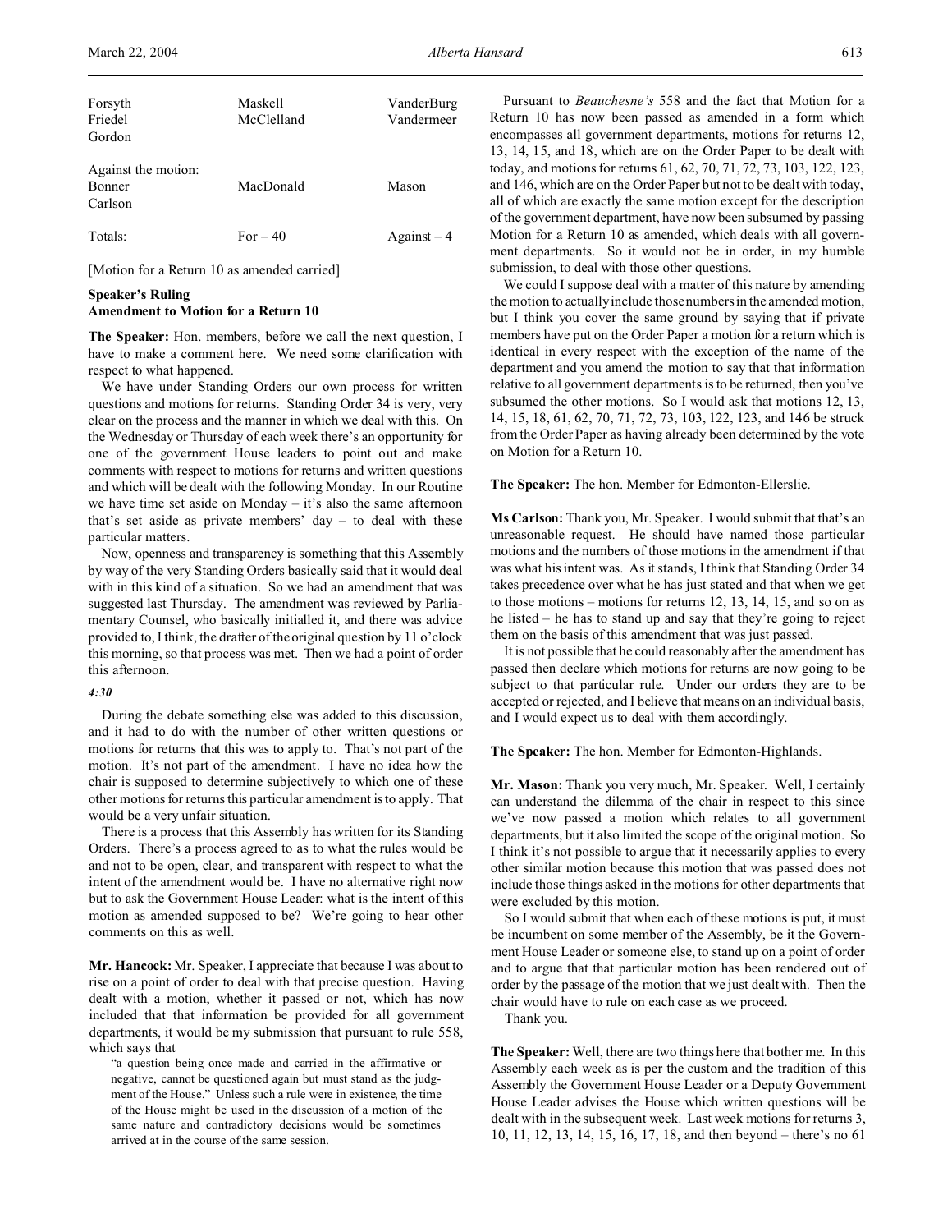| | | |
|---|---|---|
| Forsyth | Maskell | VanderBurg |
| Friedel | McClelland | Vandermeer |
| Gordon | | |
| Against the motion: | | |
| Bonner | MacDonald | Mason |
| Carlson | | |
| Totals: | For – 40 | Against – 4 |

[Motion for a Return 10 as amended carried]

**Speaker's Ruling**
**Amendment to Motion for a Return 10**

**The Speaker:** Hon. members, before we call the next question, I have to make a comment here. We need some clarification with respect to what happened.

We have under Standing Orders our own process for written questions and motions for returns. Standing Order 34 is very, very clear on the process and the manner in which we deal with this. On the Wednesday or Thursday of each week there's an opportunity for one of the government House leaders to point out and make comments with respect to motions for returns and written questions and which will be dealt with the following Monday. In our Routine we have time set aside on Monday – it's also the same afternoon that's set aside as private members' day – to deal with these particular matters.

Now, openness and transparency is something that this Assembly by way of the very Standing Orders basically said that it would deal with in this kind of a situation. So we had an amendment that was suggested last Thursday. The amendment was reviewed by Parliamentary Counsel, who basically initialled it, and there was advice provided to, I think, the drafter of the original question by 11 o'clock this morning, so that process was met. Then we had a point of order this afternoon.

*4:30*

During the debate something else was added to this discussion, and it had to do with the number of other written questions or motions for returns that this was to apply to. That's not part of the motion. It's not part of the amendment. I have no idea how the chair is supposed to determine subjectively to which one of these other motions for returns this particular amendment is to apply. That would be a very unfair situation.

There is a process that this Assembly has written for its Standing Orders. There's a process agreed to as to what the rules would be and not to be open, clear, and transparent with respect to what the intent of the amendment would be. I have no alternative right now but to ask the Government House Leader: what is the intent of this motion as amended supposed to be? We're going to hear other comments on this as well.

**Mr. Hancock:** Mr. Speaker, I appreciate that because I was about to rise on a point of order to deal with that precise question. Having dealt with a motion, whether it passed or not, which has now included that that information be provided for all government departments, it would be my submission that pursuant to rule 558, which says that

> "a question being once made and carried in the affirmative or negative, cannot be questioned again but must stand as the judgment of the House." Unless such a rule were in existence, the time of the House might be used in the discussion of a motion of the same nature and contradictory decisions would be sometimes arrived at in the course of the same session.

Pursuant to *Beauchesne's* 558 and the fact that Motion for a Return 10 has now been passed as amended in a form which encompasses all government departments, motions for returns 12, 13, 14, 15, and 18, which are on the Order Paper to be dealt with today, and motions for returns 61, 62, 70, 71, 72, 73, 103, 122, 123, and 146, which are on the Order Paper but not to be dealt with today, all of which are exactly the same motion except for the description of the government department, have now been subsumed by passing Motion for a Return 10 as amended, which deals with all government departments. So it would not be in order, in my humble submission, to deal with those other questions.

We could I suppose deal with a matter of this nature by amending the motion to actually include those numbers in the amended motion, but I think you cover the same ground by saying that if private members have put on the Order Paper a motion for a return which is identical in every respect with the exception of the name of the department and you amend the motion to say that that information relative to all government departments is to be returned, then you've subsumed the other motions. So I would ask that motions 12, 13, 14, 15, 18, 61, 62, 70, 71, 72, 73, 103, 122, 123, and 146 be struck from the Order Paper as having already been determined by the vote on Motion for a Return 10.

**The Speaker:** The hon. Member for Edmonton-Ellerslie.

**Ms Carlson:** Thank you, Mr. Speaker. I would submit that that's an unreasonable request. He should have named those particular motions and the numbers of those motions in the amendment if that was what his intent was. As it stands, I think that Standing Order 34 takes precedence over what he has just stated and that when we get to those motions – motions for returns 12, 13, 14, 15, and so on as he listed – he has to stand up and say that they're going to reject them on the basis of this amendment that was just passed.

It is not possible that he could reasonably after the amendment has passed then declare which motions for returns are now going to be subject to that particular rule. Under our orders they are to be accepted or rejected, and I believe that means on an individual basis, and I would expect us to deal with them accordingly.

**The Speaker:** The hon. Member for Edmonton-Highlands.

**Mr. Mason:** Thank you very much, Mr. Speaker. Well, I certainly can understand the dilemma of the chair in respect to this since we've now passed a motion which relates to all government departments, but it also limited the scope of the original motion. So I think it's not possible to argue that it necessarily applies to every other similar motion because this motion that was passed does not include those things asked in the motions for other departments that were excluded by this motion.

So I would submit that when each of these motions is put, it must be incumbent on some member of the Assembly, be it the Government House Leader or someone else, to stand up on a point of order and to argue that that particular motion has been rendered out of order by the passage of the motion that we just dealt with. Then the chair would have to rule on each case as we proceed.

Thank you.

**The Speaker:** Well, there are two things here that bother me. In this Assembly each week as is per the custom and the tradition of this Assembly the Government House Leader or a Deputy Government House Leader advises the House which written questions will be dealt with in the subsequent week. Last week motions for returns 3, 10, 11, 12, 13, 14, 15, 16, 17, 18, and then beyond – there's no 61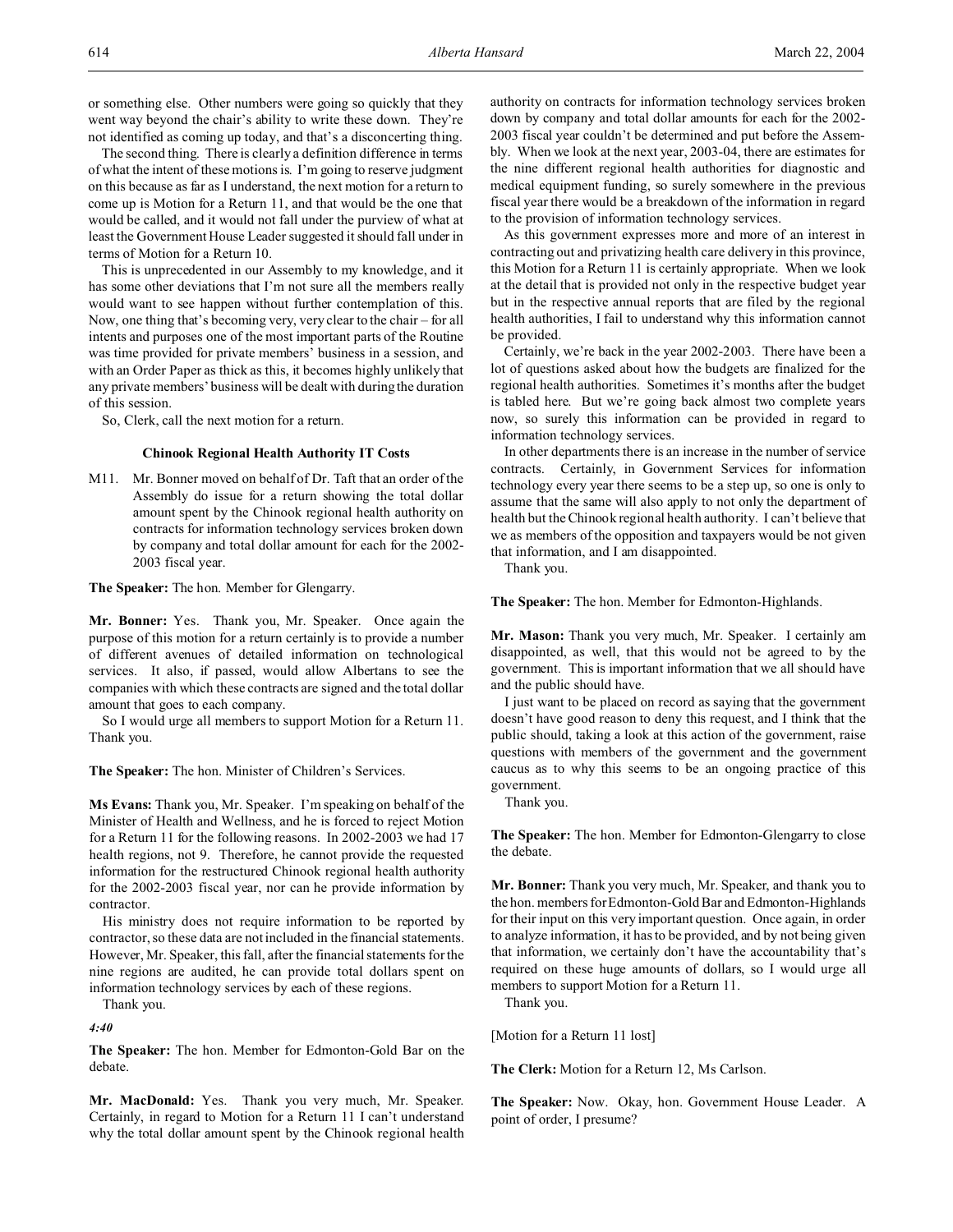or something else. Other numbers were going so quickly that they went way beyond the chair's ability to write these down. They're not identified as coming up today, and that's a disconcerting thing.

The second thing. There is clearly a definition difference in terms of what the intent of these motions is. I'm going to reserve judgment on this because as far as I understand, the next motion for a return to come up is Motion for a Return 11, and that would be the one that would be called, and it would not fall under the purview of what at least the Government House Leader suggested it should fall under in terms of Motion for a Return 10.

This is unprecedented in our Assembly to my knowledge, and it has some other deviations that I'm not sure all the members really would want to see happen without further contemplation of this. Now, one thing that's becoming very, very clear to the chair – for all intents and purposes one of the most important parts of the Routine was time provided for private members' business in a session, and with an Order Paper as thick as this, it becomes highly unlikely that any private members' business will be dealt with during the duration of this session.

So, Clerk, call the next motion for a return.

### Chinook Regional Health Authority IT Costs

M11. Mr. Bonner moved on behalf of Dr. Taft that an order of the Assembly do issue for a return showing the total dollar amount spent by the Chinook regional health authority on contracts for information technology services broken down by company and total dollar amount for each for the 2002-2003 fiscal year.

**The Speaker:** The hon. Member for Glengarry.

**Mr. Bonner:** Yes. Thank you, Mr. Speaker. Once again the purpose of this motion for a return certainly is to provide a number of different avenues of detailed information on technological services. It also, if passed, would allow Albertans to see the companies with which these contracts are signed and the total dollar amount that goes to each company.

So I would urge all members to support Motion for a Return 11. Thank you.

**The Speaker:** The hon. Minister of Children's Services.

**Ms Evans:** Thank you, Mr. Speaker. I'm speaking on behalf of the Minister of Health and Wellness, and he is forced to reject Motion for a Return 11 for the following reasons. In 2002-2003 we had 17 health regions, not 9. Therefore, he cannot provide the requested information for the restructured Chinook regional health authority for the 2002-2003 fiscal year, nor can he provide information by contractor.

His ministry does not require information to be reported by contractor, so these data are not included in the financial statements. However, Mr. Speaker, this fall, after the financial statements for the nine regions are audited, he can provide total dollars spent on information technology services by each of these regions.

Thank you.

*4:40*

**The Speaker:** The hon. Member for Edmonton-Gold Bar on the debate.

**Mr. MacDonald:** Yes. Thank you very much, Mr. Speaker. Certainly, in regard to Motion for a Return 11 I can't understand why the total dollar amount spent by the Chinook regional health authority on contracts for information technology services broken down by company and total dollar amounts for each for the 2002-2003 fiscal year couldn't be determined and put before the Assembly. When we look at the next year, 2003-04, there are estimates for the nine different regional health authorities for diagnostic and medical equipment funding, so surely somewhere in the previous fiscal year there would be a breakdown of the information in regard to the provision of information technology services.

As this government expresses more and more of an interest in contracting out and privatizing health care delivery in this province, this Motion for a Return 11 is certainly appropriate. When we look at the detail that is provided not only in the respective budget year but in the respective annual reports that are filed by the regional health authorities, I fail to understand why this information cannot be provided.

Certainly, we're back in the year 2002-2003. There have been a lot of questions asked about how the budgets are finalized for the regional health authorities. Sometimes it's months after the budget is tabled here. But we're going back almost two complete years now, so surely this information can be provided in regard to information technology services.

In other departments there is an increase in the number of service contracts. Certainly, in Government Services for information technology every year there seems to be a step up, so one is only to assume that the same will also apply to not only the department of health but the Chinook regional health authority. I can't believe that we as members of the opposition and taxpayers would be not given that information, and I am disappointed.

Thank you.

**The Speaker:** The hon. Member for Edmonton-Highlands.

**Mr. Mason:** Thank you very much, Mr. Speaker. I certainly am disappointed, as well, that this would not be agreed to by the government. This is important information that we all should have and the public should have.

I just want to be placed on record as saying that the government doesn't have good reason to deny this request, and I think that the public should, taking a look at this action of the government, raise questions with members of the government and the government caucus as to why this seems to be an ongoing practice of this government.

Thank you.

**The Speaker:** The hon. Member for Edmonton-Glengarry to close the debate.

**Mr. Bonner:** Thank you very much, Mr. Speaker, and thank you to the hon. members for Edmonton-Gold Bar and Edmonton-Highlands for their input on this very important question. Once again, in order to analyze information, it has to be provided, and by not being given that information, we certainly don't have the accountability that's required on these huge amounts of dollars, so I would urge all members to support Motion for a Return 11.

Thank you.

[Motion for a Return 11 lost]

**The Clerk:** Motion for a Return 12, Ms Carlson.

**The Speaker:** Now. Okay, hon. Government House Leader. A point of order, I presume?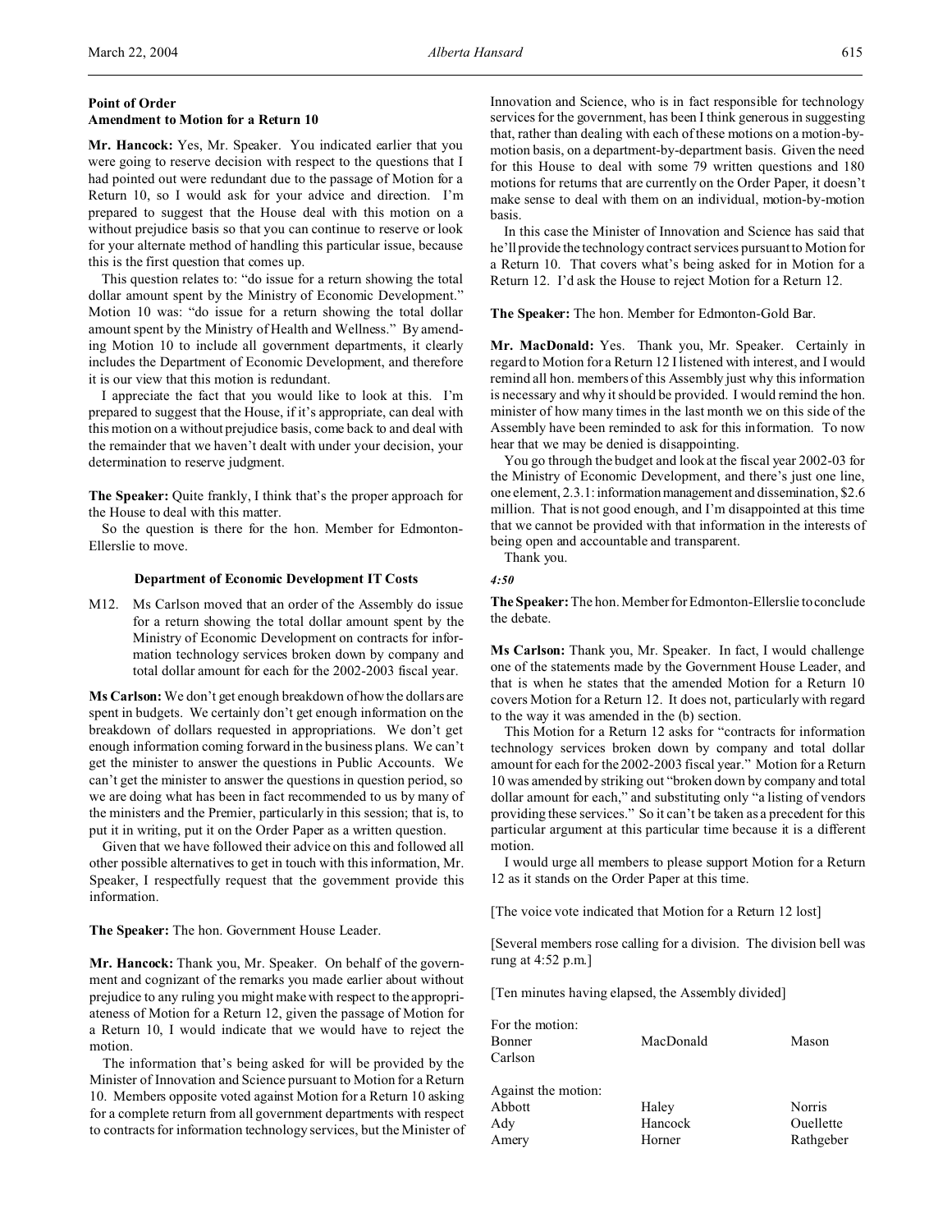**Point of Order**
**Amendment to Motion for a Return 10**

**Mr. Hancock:** Yes, Mr. Speaker. You indicated earlier that you were going to reserve decision with respect to the questions that I had pointed out were redundant due to the passage of Motion for a Return 10, so I would ask for your advice and direction. I'm prepared to suggest that the House deal with this motion on a without prejudice basis so that you can continue to reserve or look for your alternate method of handling this particular issue, because this is the first question that comes up.

This question relates to: "do issue for a return showing the total dollar amount spent by the Ministry of Economic Development." Motion 10 was: "do issue for a return showing the total dollar amount spent by the Ministry of Health and Wellness." By amending Motion 10 to include all government departments, it clearly includes the Department of Economic Development, and therefore it is our view that this motion is redundant.

I appreciate the fact that you would like to look at this. I'm prepared to suggest that the House, if it's appropriate, can deal with this motion on a without prejudice basis, come back to and deal with the remainder that we haven't dealt with under your decision, your determination to reserve judgment.

**The Speaker:** Quite frankly, I think that's the proper approach for the House to deal with this matter.

So the question is there for the hon. Member for Edmonton-Ellerslie to move.

**Department of Economic Development IT Costs**

M12. Ms Carlson moved that an order of the Assembly do issue for a return showing the total dollar amount spent by the Ministry of Economic Development on contracts for information technology services broken down by company and total dollar amount for each for the 2002-2003 fiscal year.

**Ms Carlson:** We don't get enough breakdown of how the dollars are spent in budgets. We certainly don't get enough information on the breakdown of dollars requested in appropriations. We don't get enough information coming forward in the business plans. We can't get the minister to answer the questions in Public Accounts. We can't get the minister to answer the questions in question period, so we are doing what has been in fact recommended to us by many of the ministers and the Premier, particularly in this session; that is, to put it in writing, put it on the Order Paper as a written question.

Given that we have followed their advice on this and followed all other possible alternatives to get in touch with this information, Mr. Speaker, I respectfully request that the government provide this information.

**The Speaker:** The hon. Government House Leader.

**Mr. Hancock:** Thank you, Mr. Speaker. On behalf of the government and cognizant of the remarks you made earlier about without prejudice to any ruling you might make with respect to the appropriateness of Motion for a Return 12, given the passage of Motion for a Return 10, I would indicate that we would have to reject the motion.

The information that's being asked for will be provided by the Minister of Innovation and Science pursuant to Motion for a Return 10. Members opposite voted against Motion for a Return 10 asking for a complete return from all government departments with respect to contracts for information technology services, but the Minister of Innovation and Science, who is in fact responsible for technology services for the government, has been I think generous in suggesting that, rather than dealing with each of these motions on a motion-by-motion basis, on a department-by-department basis. Given the need for this House to deal with some 79 written questions and 180 motions for returns that are currently on the Order Paper, it doesn't make sense to deal with them on an individual, motion-by-motion basis.

In this case the Minister of Innovation and Science has said that he'll provide the technology contract services pursuant to Motion for a Return 10. That covers what's being asked for in Motion for a Return 12. I'd ask the House to reject Motion for a Return 12.

**The Speaker:** The hon. Member for Edmonton-Gold Bar.

**Mr. MacDonald:** Yes. Thank you, Mr. Speaker. Certainly in regard to Motion for a Return 12 I listened with interest, and I would remind all hon. members of this Assembly just why this information is necessary and why it should be provided. I would remind the hon. minister of how many times in the last month we on this side of the Assembly have been reminded to ask for this information. To now hear that we may be denied is disappointing.

You go through the budget and look at the fiscal year 2002-03 for the Ministry of Economic Development, and there's just one line, one element, 2.3.1: information management and dissemination, $2.6 million. That is not good enough, and I'm disappointed at this time that we cannot be provided with that information in the interests of being open and accountable and transparent.

Thank you.

*4:50*

**The Speaker:** The hon. Member for Edmonton-Ellerslie to conclude the debate.

**Ms Carlson:** Thank you, Mr. Speaker. In fact, I would challenge one of the statements made by the Government House Leader, and that is when he states that the amended Motion for a Return 10 covers Motion for a Return 12. It does not, particularly with regard to the way it was amended in the (b) section.

This Motion for a Return 12 asks for "contracts for information technology services broken down by company and total dollar amount for each for the 2002-2003 fiscal year." Motion for a Return 10 was amended by striking out "broken down by company and total dollar amount for each," and substituting only "a listing of vendors providing these services." So it can't be taken as a precedent for this particular argument at this particular time because it is a different motion.

I would urge all members to please support Motion for a Return 12 as it stands on the Order Paper at this time.

[The voice vote indicated that Motion for a Return 12 lost]

[Several members rose calling for a division. The division bell was rung at 4:52 p.m.]

[Ten minutes having elapsed, the Assembly divided]

For the motion:

| | | |
|---|---|---|
| Bonner | MacDonald | Mason |
| Carlson | | |

Against the motion:

| | | |
|---|---|---|
| Abbott | Haley | Norris |
| Ady | Hancock | Ouellette |
| Amery | Horner | Rathgeber |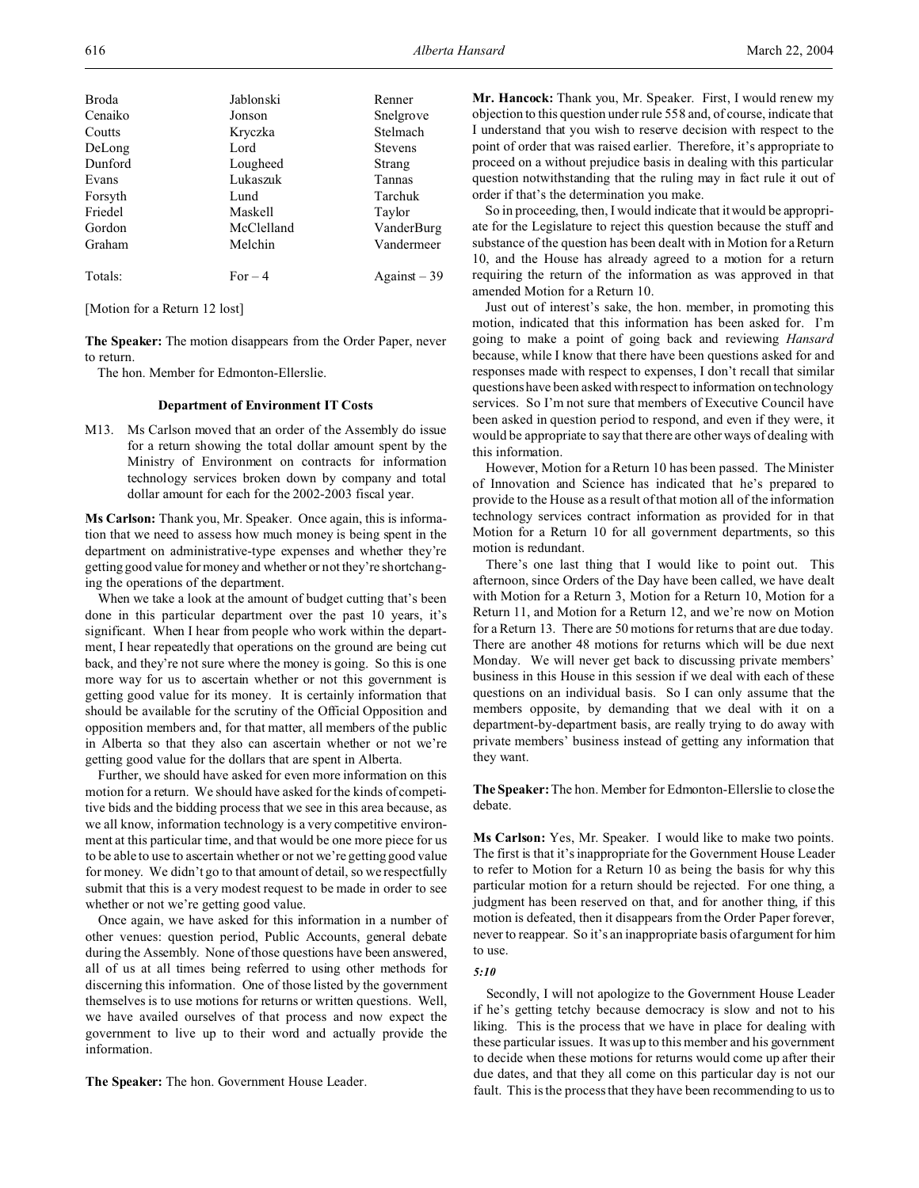| Broda | Jablonski | Renner |
| --- | --- | --- |
| Cenaiko | Jonson | Snelgrove |
| Coutts | Kryczka | Stelmach |
| DeLong | Lord | Stevens |
| Dunford | Lougheed | Strang |
| Evans | Lukaszuk | Tannas |
| Forsyth | Lund | Tarchuk |
| Friedel | Maskell | Taylor |
| Gordon | McClelland | VanderBurg |
| Graham | Melchin | Vandermeer |
| Totals: | For – 4 | Against – 39 |

[Motion for a Return 12 lost]

**The Speaker:** The motion disappears from the Order Paper, never to return.

The hon. Member for Edmonton-Ellerslie.

### Department of Environment IT Costs

M13. Ms Carlson moved that an order of the Assembly do issue for a return showing the total dollar amount spent by the Ministry of Environment on contracts for information technology services broken down by company and total dollar amount for each for the 2002-2003 fiscal year.

**Ms Carlson:** Thank you, Mr. Speaker. Once again, this is information that we need to assess how much money is being spent in the department on administrative-type expenses and whether they're getting good value for money and whether or not they're shortchanging the operations of the department.

When we take a look at the amount of budget cutting that's been done in this particular department over the past 10 years, it's significant. When I hear from people who work within the department, I hear repeatedly that operations on the ground are being cut back, and they're not sure where the money is going. So this is one more way for us to ascertain whether or not this government is getting good value for its money. It is certainly information that should be available for the scrutiny of the Official Opposition and opposition members and, for that matter, all members of the public in Alberta so that they also can ascertain whether or not we're getting good value for the dollars that are spent in Alberta.

Further, we should have asked for even more information on this motion for a return. We should have asked for the kinds of competitive bids and the bidding process that we see in this area because, as we all know, information technology is a very competitive environment at this particular time, and that would be one more piece for us to be able to use to ascertain whether or not we're getting good value for money. We didn't go to that amount of detail, so we respectfully submit that this is a very modest request to be made in order to see whether or not we're getting good value.

Once again, we have asked for this information in a number of other venues: question period, Public Accounts, general debate during the Assembly. None of those questions have been answered, all of us at all times being referred to using other methods for discerning this information. One of those listed by the government themselves is to use motions for returns or written questions. Well, we have availed ourselves of that process and now expect the government to live up to their word and actually provide the information.

**The Speaker:** The hon. Government House Leader.

**Mr. Hancock:** Thank you, Mr. Speaker. First, I would renew my objection to this question under rule 558 and, of course, indicate that I understand that you wish to reserve decision with respect to the point of order that was raised earlier. Therefore, it's appropriate to proceed on a without prejudice basis in dealing with this particular question notwithstanding that the ruling may in fact rule it out of order if that's the determination you make.

So in proceeding, then, I would indicate that it would be appropriate for the Legislature to reject this question because the stuff and substance of the question has been dealt with in Motion for a Return 10, and the House has already agreed to a motion for a return requiring the return of the information as was approved in that amended Motion for a Return 10.

Just out of interest's sake, the hon. member, in promoting this motion, indicated that this information has been asked for. I'm going to make a point of going back and reviewing *Hansard* because, while I know that there have been questions asked for and responses made with respect to expenses, I don't recall that similar questions have been asked with respect to information on technology services. So I'm not sure that members of Executive Council have been asked in question period to respond, and even if they were, it would be appropriate to say that there are other ways of dealing with this information.

However, Motion for a Return 10 has been passed. The Minister of Innovation and Science has indicated that he's prepared to provide to the House as a result of that motion all of the information technology services contract information as provided for in that Motion for a Return 10 for all government departments, so this motion is redundant.

There's one last thing that I would like to point out. This afternoon, since Orders of the Day have been called, we have dealt with Motion for a Return 3, Motion for a Return 10, Motion for a Return 11, and Motion for a Return 12, and we're now on Motion for a Return 13. There are 50 motions for returns that are due today. There are another 48 motions for returns which will be due next Monday. We will never get back to discussing private members' business in this House in this session if we deal with each of these questions on an individual basis. So I can only assume that the members opposite, by demanding that we deal with it on a department-by-department basis, are really trying to do away with private members' business instead of getting any information that they want.

**The Speaker:** The hon. Member for Edmonton-Ellerslie to close the debate.

**Ms Carlson:** Yes, Mr. Speaker. I would like to make two points. The first is that it's inappropriate for the Government House Leader to refer to Motion for a Return 10 as being the basis for why this particular motion for a return should be rejected. For one thing, a judgment has been reserved on that, and for another thing, if this motion is defeated, then it disappears from the Order Paper forever, never to reappear. So it's an inappropriate basis of argument for him to use.

*5:10*

Secondly, I will not apologize to the Government House Leader if he's getting tetchy because democracy is slow and not to his liking. This is the process that we have in place for dealing with these particular issues. It was up to this member and his government to decide when these motions for returns would come up after their due dates, and that they all come on this particular day is not our fault. This is the process that they have been recommending to us to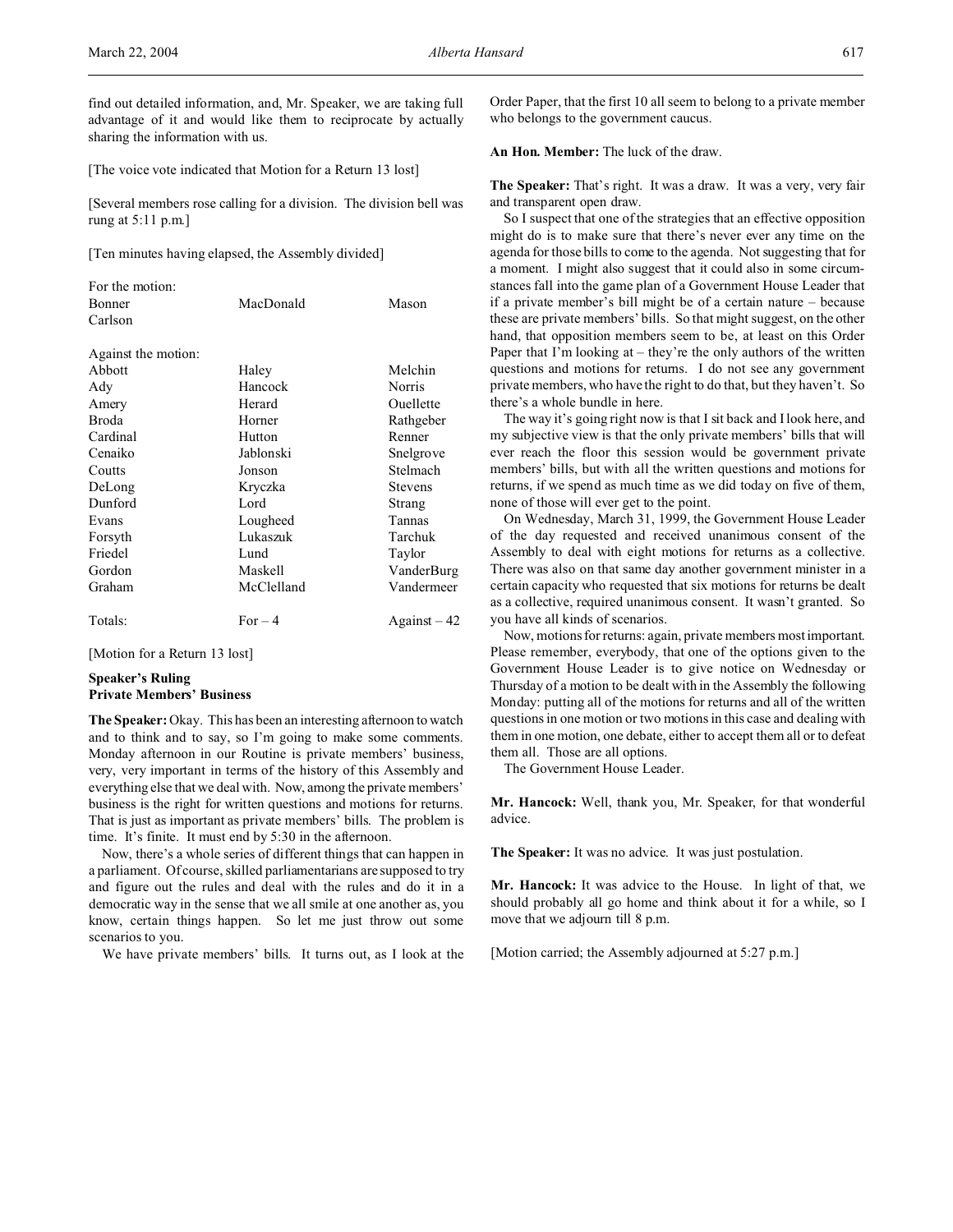find out detailed information, and, Mr. Speaker, we are taking full advantage of it and would like them to reciprocate by actually sharing the information with us.

[The voice vote indicated that Motion for a Return 13 lost]

[Several members rose calling for a division. The division bell was rung at 5:11 p.m.]

[Ten minutes having elapsed, the Assembly divided]

For the motion:

| | | |
|---|---|---|
| Bonner | MacDonald | Mason |
| Carlson | | |

Against the motion:

| | | |
|---|---|---|
| Abbott | Haley | Melchin |
| Ady | Hancock | Norris |
| Amery | Herard | Ouellette |
| Broda | Horner | Rathgeber |
| Cardinal | Hutton | Renner |
| Cenaiko | Jablonski | Snelgrove |
| Coutts | Jonson | Stelmach |
| DeLong | Kryczka | Stevens |
| Dunford | Lord | Strang |
| Evans | Lougheed | Tannas |
| Forsyth | Lukaszuk | Tarchuk |
| Friedel | Lund | Taylor |
| Gordon | Maskell | VanderBurg |
| Graham | McClelland | Vandermeer |
| Totals: | For – 4 | Against – 42 |

[Motion for a Return 13 lost]

### Speaker's Ruling
### Private Members' Business

**The Speaker:** Okay. This has been an interesting afternoon to watch and to think and to say, so I'm going to make some comments. Monday afternoon in our Routine is private members' business, very, very important in terms of the history of this Assembly and everything else that we deal with. Now, among the private members' business is the right for written questions and motions for returns. That is just as important as private members' bills. The problem is time. It's finite. It must end by 5:30 in the afternoon.

Now, there's a whole series of different things that can happen in a parliament. Of course, skilled parliamentarians are supposed to try and figure out the rules and deal with the rules and do it in a democratic way in the sense that we all smile at one another as, you know, certain things happen. So let me just throw out some scenarios to you.

We have private members' bills. It turns out, as I look at the Order Paper, that the first 10 all seem to belong to a private member who belongs to the government caucus.

**An Hon. Member:** The luck of the draw.

**The Speaker:** That's right. It was a draw. It was a very, very fair and transparent open draw.

So I suspect that one of the strategies that an effective opposition might do is to make sure that there's never ever any time on the agenda for those bills to come to the agenda. Not suggesting that for a moment. I might also suggest that it could also in some circumstances fall into the game plan of a Government House Leader that if a private member's bill might be of a certain nature – because these are private members' bills. So that might suggest, on the other hand, that opposition members seem to be, at least on this Order Paper that I'm looking at – they're the only authors of the written questions and motions for returns. I do not see any government private members, who have the right to do that, but they haven't. So there's a whole bundle in here.

The way it's going right now is that I sit back and I look here, and my subjective view is that the only private members' bills that will ever reach the floor this session would be government private members' bills, but with all the written questions and motions for returns, if we spend as much time as we did today on five of them, none of those will ever get to the point.

On Wednesday, March 31, 1999, the Government House Leader of the day requested and received unanimous consent of the Assembly to deal with eight motions for returns as a collective. There was also on that same day another government minister in a certain capacity who requested that six motions for returns be dealt as a collective, required unanimous consent. It wasn't granted. So you have all kinds of scenarios.

Now, motions for returns: again, private members most important. Please remember, everybody, that one of the options given to the Government House Leader is to give notice on Wednesday or Thursday of a motion to be dealt with in the Assembly the following Monday: putting all of the motions for returns and all of the written questions in one motion or two motions in this case and dealing with them in one motion, one debate, either to accept them all or to defeat them all. Those are all options.

The Government House Leader.

**Mr. Hancock:** Well, thank you, Mr. Speaker, for that wonderful advice.

**The Speaker:** It was no advice. It was just postulation.

**Mr. Hancock:** It was advice to the House. In light of that, we should probably all go home and think about it for a while, so I move that we adjourn till 8 p.m.

[Motion carried; the Assembly adjourned at 5:27 p.m.]